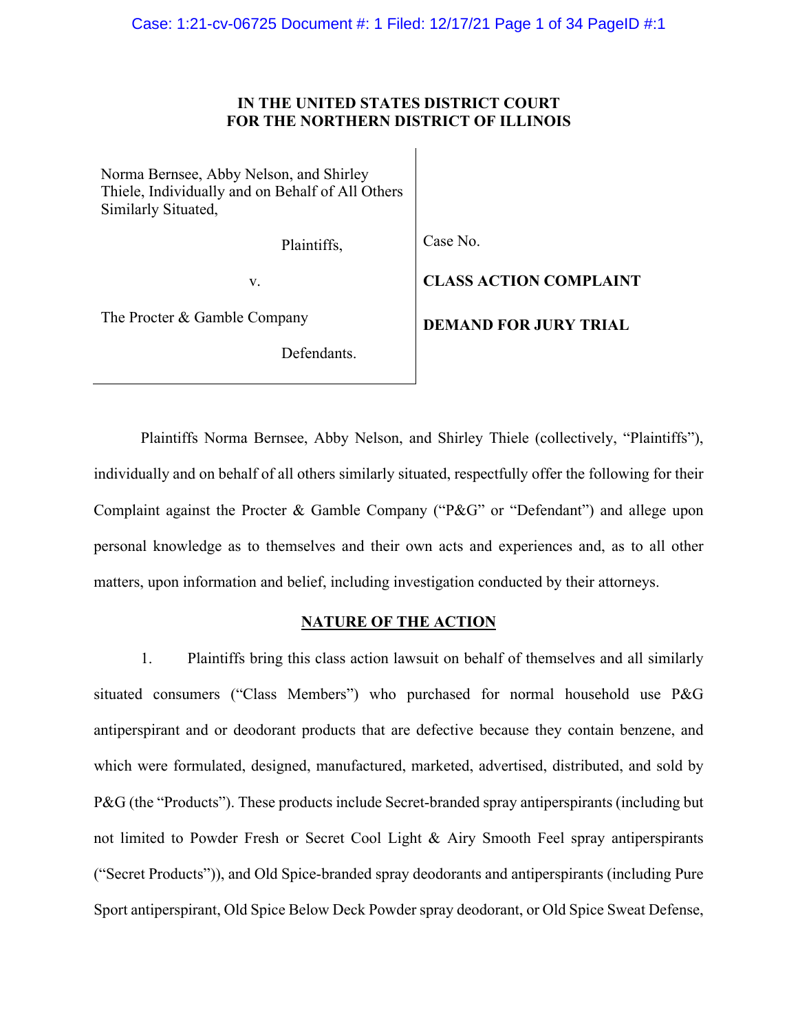**IN THE UNITED STATES DISTRICT COURT**
**FOR THE NORTHERN DISTRICT OF ILLINOIS**

| | |
|---|---|
| Norma Bernsee, Abby Nelson, and Shirley Thiele, Individually and on Behalf of All Others Similarly Situated, | |
| Plaintiffs, | Case No. |
| v. | **CLASS ACTION COMPLAINT** |
| The Procter & Gamble Company | **DEMAND FOR JURY TRIAL** |
| Defendants. | |

Plaintiffs Norma Bernsee, Abby Nelson, and Shirley Thiele (collectively, "Plaintiffs"), individually and on behalf of all others similarly situated, respectfully offer the following for their Complaint against the Procter & Gamble Company ("P&G" or "Defendant") and allege upon personal knowledge as to themselves and their own acts and experiences and, as to all other matters, upon information and belief, including investigation conducted by their attorneys.

## NATURE OF THE ACTION

1. Plaintiffs bring this class action lawsuit on behalf of themselves and all similarly situated consumers ("Class Members") who purchased for normal household use P&G antiperspirant and or deodorant products that are defective because they contain benzene, and which were formulated, designed, manufactured, marketed, advertised, distributed, and sold by P&G (the "Products"). These products include Secret-branded spray antiperspirants (including but not limited to Powder Fresh or Secret Cool Light & Airy Smooth Feel spray antiperspirants ("Secret Products")), and Old Spice-branded spray deodorants and antiperspirants (including Pure Sport antiperspirant, Old Spice Below Deck Powder spray deodorant, or Old Spice Sweat Defense,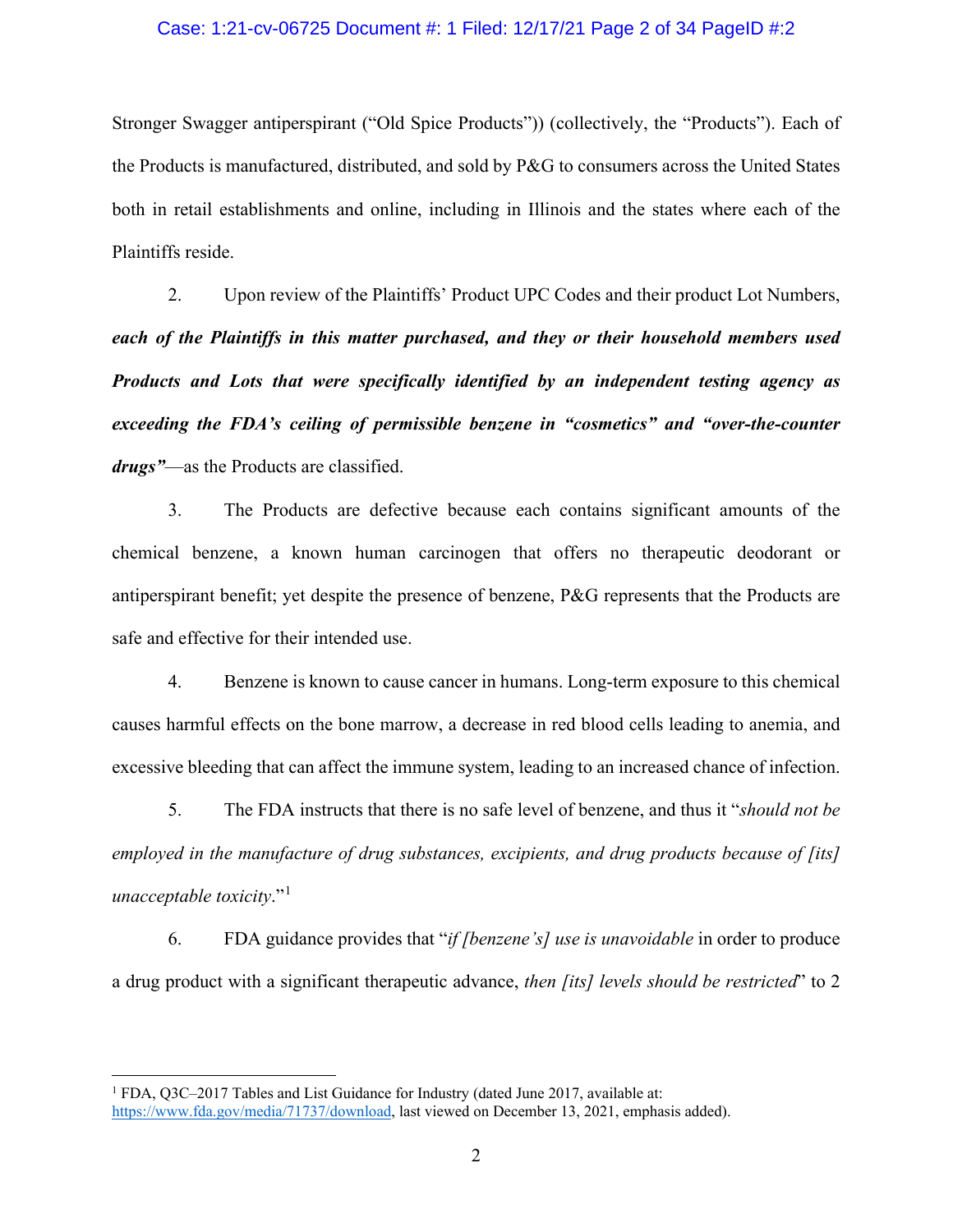Stronger Swagger antiperspirant ("Old Spice Products")) (collectively, the "Products"). Each of the Products is manufactured, distributed, and sold by P&G to consumers across the United States both in retail establishments and online, including in Illinois and the states where each of the Plaintiffs reside.

2. Upon review of the Plaintiffs' Product UPC Codes and their product Lot Numbers, ***each of the Plaintiffs in this matter purchased, and they or their household members used Products and Lots that were specifically identified by an independent testing agency as exceeding the FDA's ceiling of permissible benzene in "cosmetics" and "over-the-counter drugs"***—as the Products are classified.

3. The Products are defective because each contains significant amounts of the chemical benzene, a known human carcinogen that offers no therapeutic deodorant or antiperspirant benefit; yet despite the presence of benzene, P&G represents that the Products are safe and effective for their intended use.

4. Benzene is known to cause cancer in humans. Long-term exposure to this chemical causes harmful effects on the bone marrow, a decrease in red blood cells leading to anemia, and excessive bleeding that can affect the immune system, leading to an increased chance of infection.

5. The FDA instructs that there is no safe level of benzene, and thus it "*should not be employed in the manufacture of drug substances, excipients, and drug products because of [its] unacceptable toxicity*."[1]

6. FDA guidance provides that "*if [benzene's] use is unavoidable* in order to produce a drug product with a significant therapeutic advance, *then [its] levels should be restricted*" to 2

---

[1] FDA, Q3C–2017 Tables and List Guidance for Industry (dated June 2017, available at: https://www.fda.gov/media/71737/download, last viewed on December 13, 2021, emphasis added).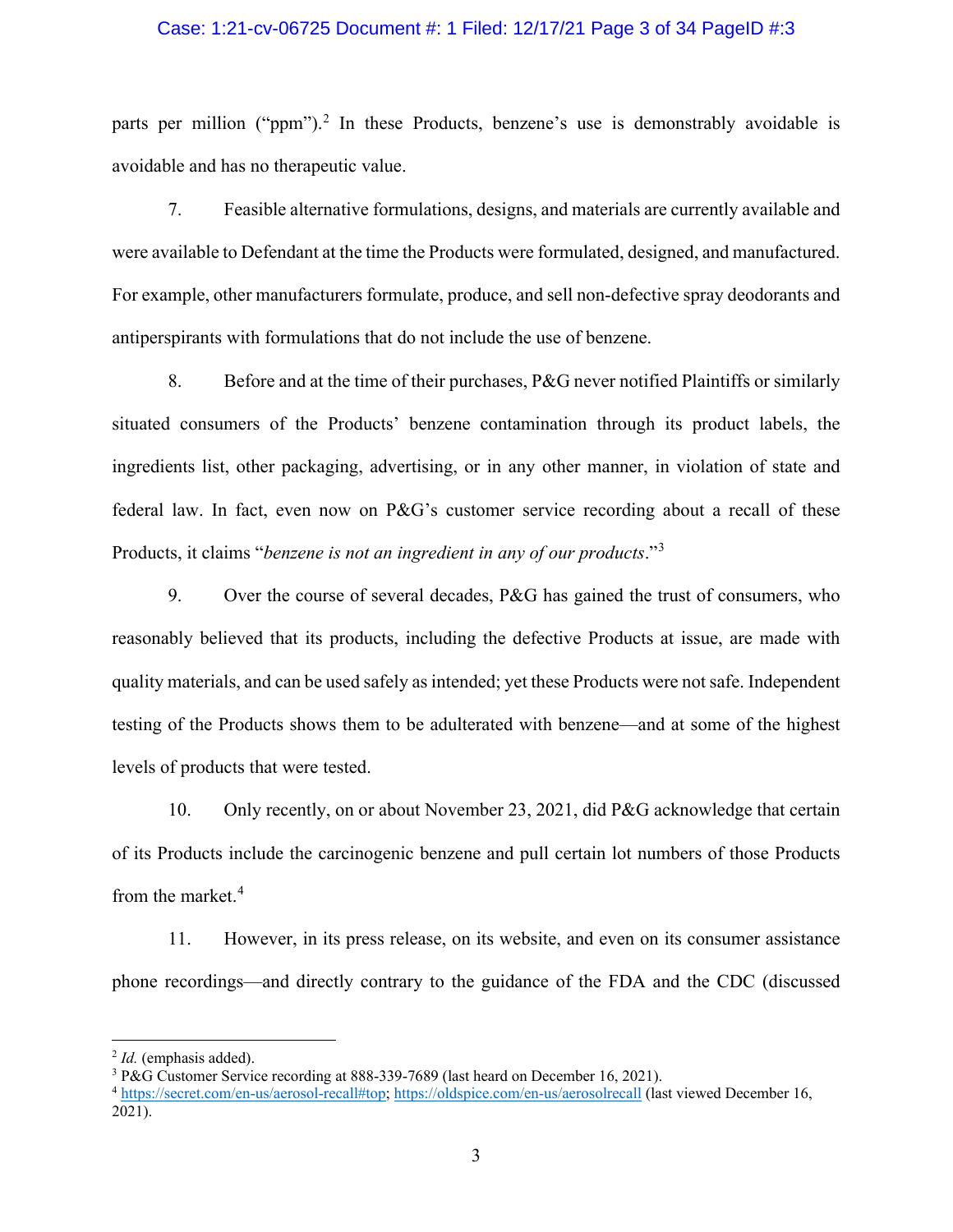parts per million ("ppm").[2] In these Products, benzene's use is demonstrably avoidable is avoidable and has no therapeutic value.

7. Feasible alternative formulations, designs, and materials are currently available and were available to Defendant at the time the Products were formulated, designed, and manufactured. For example, other manufacturers formulate, produce, and sell non-defective spray deodorants and antiperspirants with formulations that do not include the use of benzene.

8. Before and at the time of their purchases, P&G never notified Plaintiffs or similarly situated consumers of the Products' benzene contamination through its product labels, the ingredients list, other packaging, advertising, or in any other manner, in violation of state and federal law. In fact, even now on P&G's customer service recording about a recall of these Products, it claims "*benzene is not an ingredient in any of our products*."[3]

9. Over the course of several decades, P&G has gained the trust of consumers, who reasonably believed that its products, including the defective Products at issue, are made with quality materials, and can be used safely as intended; yet these Products were not safe. Independent testing of the Products shows them to be adulterated with benzene—and at some of the highest levels of products that were tested.

10. Only recently, on or about November 23, 2021, did P&G acknowledge that certain of its Products include the carcinogenic benzene and pull certain lot numbers of those Products from the market.[4]

11. However, in its press release, on its website, and even on its consumer assistance phone recordings—and directly contrary to the guidance of the FDA and the CDC (discussed

---

[2] *Id.* (emphasis added).

[3] P&G Customer Service recording at 888-339-7689 (last heard on December 16, 2021).

[4] https://secret.com/en-us/aerosol-recall#top; https://oldspice.com/en-us/aerosolrecall (last viewed December 16, 2021).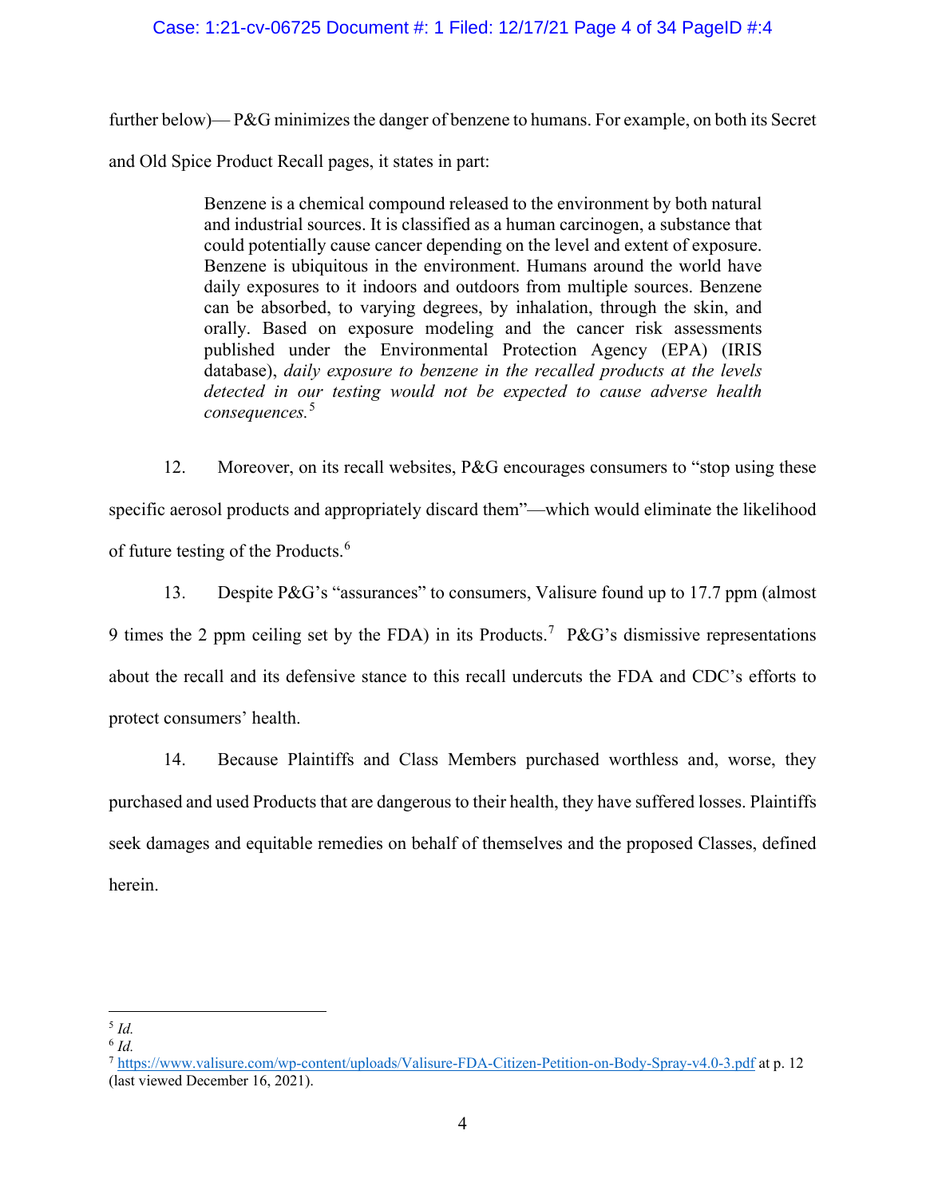further below)— P&G minimizes the danger of benzene to humans. For example, on both its Secret and Old Spice Product Recall pages, it states in part:

> Benzene is a chemical compound released to the environment by both natural and industrial sources. It is classified as a human carcinogen, a substance that could potentially cause cancer depending on the level and extent of exposure. Benzene is ubiquitous in the environment. Humans around the world have daily exposures to it indoors and outdoors from multiple sources. Benzene can be absorbed, to varying degrees, by inhalation, through the skin, and orally. Based on exposure modeling and the cancer risk assessments published under the Environmental Protection Agency (EPA) (IRIS database), *daily exposure to benzene in the recalled products at the levels detected in our testing would not be expected to cause adverse health consequences.*[5]

12. Moreover, on its recall websites, P&G encourages consumers to "stop using these specific aerosol products and appropriately discard them"—which would eliminate the likelihood of future testing of the Products.[6]

13. Despite P&G's "assurances" to consumers, Valisure found up to 17.7 ppm (almost 9 times the 2 ppm ceiling set by the FDA) in its Products.[7] P&G's dismissive representations about the recall and its defensive stance to this recall undercuts the FDA and CDC's efforts to protect consumers' health.

14. Because Plaintiffs and Class Members purchased worthless and, worse, they purchased and used Products that are dangerous to their health, they have suffered losses. Plaintiffs seek damages and equitable remedies on behalf of themselves and the proposed Classes, defined herein.

---

[5] *Id.*
[6] *Id.*
[7] https://www.valisure.com/wp-content/uploads/Valisure-FDA-Citizen-Petition-on-Body-Spray-v4.0-3.pdf at p. 12 (last viewed December 16, 2021).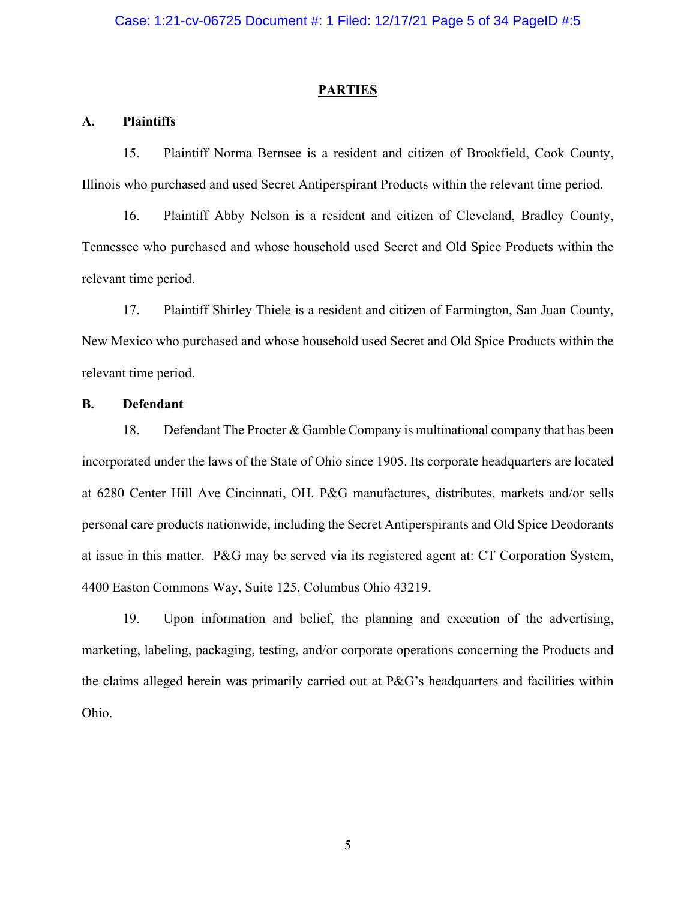## PARTIES

### A. Plaintiffs

15. Plaintiff Norma Bernsee is a resident and citizen of Brookfield, Cook County, Illinois who purchased and used Secret Antiperspirant Products within the relevant time period.

16. Plaintiff Abby Nelson is a resident and citizen of Cleveland, Bradley County, Tennessee who purchased and whose household used Secret and Old Spice Products within the relevant time period.

17. Plaintiff Shirley Thiele is a resident and citizen of Farmington, San Juan County, New Mexico who purchased and whose household used Secret and Old Spice Products within the relevant time period.

### B. Defendant

18. Defendant The Procter & Gamble Company is multinational company that has been incorporated under the laws of the State of Ohio since 1905. Its corporate headquarters are located at 6280 Center Hill Ave Cincinnati, OH. P&G manufactures, distributes, markets and/or sells personal care products nationwide, including the Secret Antiperspirants and Old Spice Deodorants at issue in this matter. P&G may be served via its registered agent at: CT Corporation System, 4400 Easton Commons Way, Suite 125, Columbus Ohio 43219.

19. Upon information and belief, the planning and execution of the advertising, marketing, labeling, packaging, testing, and/or corporate operations concerning the Products and the claims alleged herein was primarily carried out at P&G's headquarters and facilities within Ohio.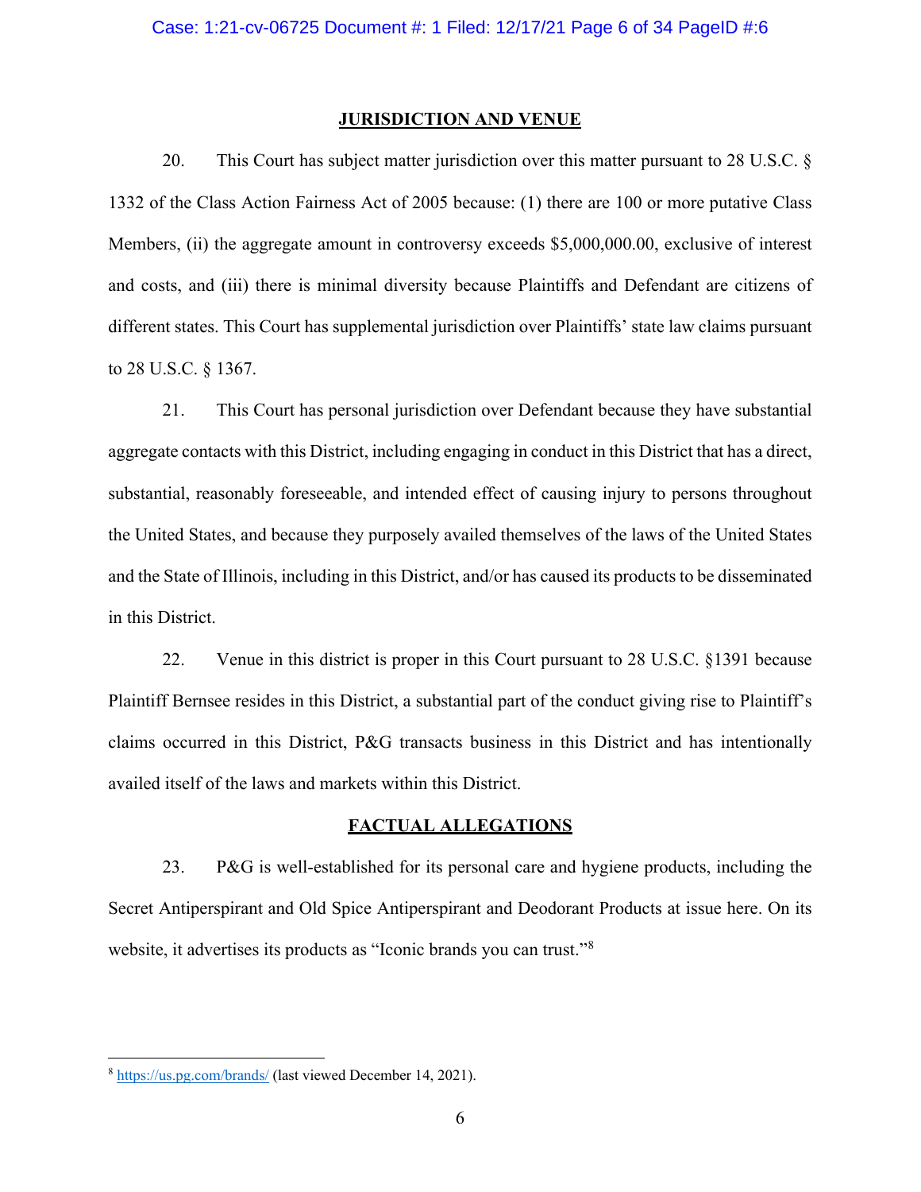## JURISDICTION AND VENUE

20. This Court has subject matter jurisdiction over this matter pursuant to 28 U.S.C. § 1332 of the Class Action Fairness Act of 2005 because: (1) there are 100 or more putative Class Members, (ii) the aggregate amount in controversy exceeds $5,000,000.00, exclusive of interest and costs, and (iii) there is minimal diversity because Plaintiffs and Defendant are citizens of different states. This Court has supplemental jurisdiction over Plaintiffs' state law claims pursuant to 28 U.S.C. § 1367.

21. This Court has personal jurisdiction over Defendant because they have substantial aggregate contacts with this District, including engaging in conduct in this District that has a direct, substantial, reasonably foreseeable, and intended effect of causing injury to persons throughout the United States, and because they purposely availed themselves of the laws of the United States and the State of Illinois, including in this District, and/or has caused its products to be disseminated in this District.

22. Venue in this district is proper in this Court pursuant to 28 U.S.C. §1391 because Plaintiff Bernsee resides in this District, a substantial part of the conduct giving rise to Plaintiff's claims occurred in this District, P&G transacts business in this District and has intentionally availed itself of the laws and markets within this District.

## FACTUAL ALLEGATIONS

23. P&G is well-established for its personal care and hygiene products, including the Secret Antiperspirant and Old Spice Antiperspirant and Deodorant Products at issue here. On its website, it advertises its products as "Iconic brands you can trust."[8]

---

[8] https://us.pg.com/brands/ (last viewed December 14, 2021).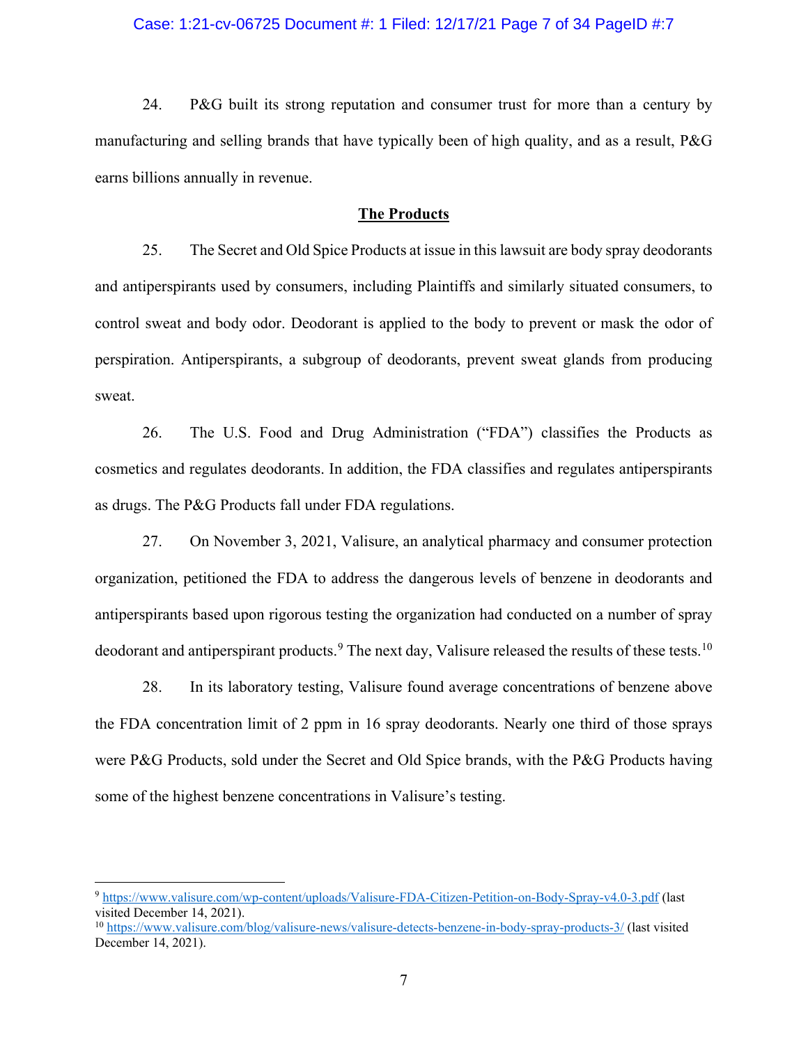24. P&G built its strong reputation and consumer trust for more than a century by manufacturing and selling brands that have typically been of high quality, and as a result, P&G earns billions annually in revenue.

## **The Products**

25. The Secret and Old Spice Products at issue in this lawsuit are body spray deodorants and antiperspirants used by consumers, including Plaintiffs and similarly situated consumers, to control sweat and body odor. Deodorant is applied to the body to prevent or mask the odor of perspiration. Antiperspirants, a subgroup of deodorants, prevent sweat glands from producing sweat.

26. The U.S. Food and Drug Administration ("FDA") classifies the Products as cosmetics and regulates deodorants. In addition, the FDA classifies and regulates antiperspirants as drugs. The P&G Products fall under FDA regulations.

27. On November 3, 2021, Valisure, an analytical pharmacy and consumer protection organization, petitioned the FDA to address the dangerous levels of benzene in deodorants and antiperspirants based upon rigorous testing the organization had conducted on a number of spray deodorant and antiperspirant products.[9] The next day, Valisure released the results of these tests.[10]

28. In its laboratory testing, Valisure found average concentrations of benzene above the FDA concentration limit of 2 ppm in 16 spray deodorants. Nearly one third of those sprays were P&G Products, sold under the Secret and Old Spice brands, with the P&G Products having some of the highest benzene concentrations in Valisure's testing.

---

[9] https://www.valisure.com/wp-content/uploads/Valisure-FDA-Citizen-Petition-on-Body-Spray-v4.0-3.pdf (last visited December 14, 2021).

[10] https://www.valisure.com/blog/valisure-news/valisure-detects-benzene-in-body-spray-products-3/ (last visited December 14, 2021).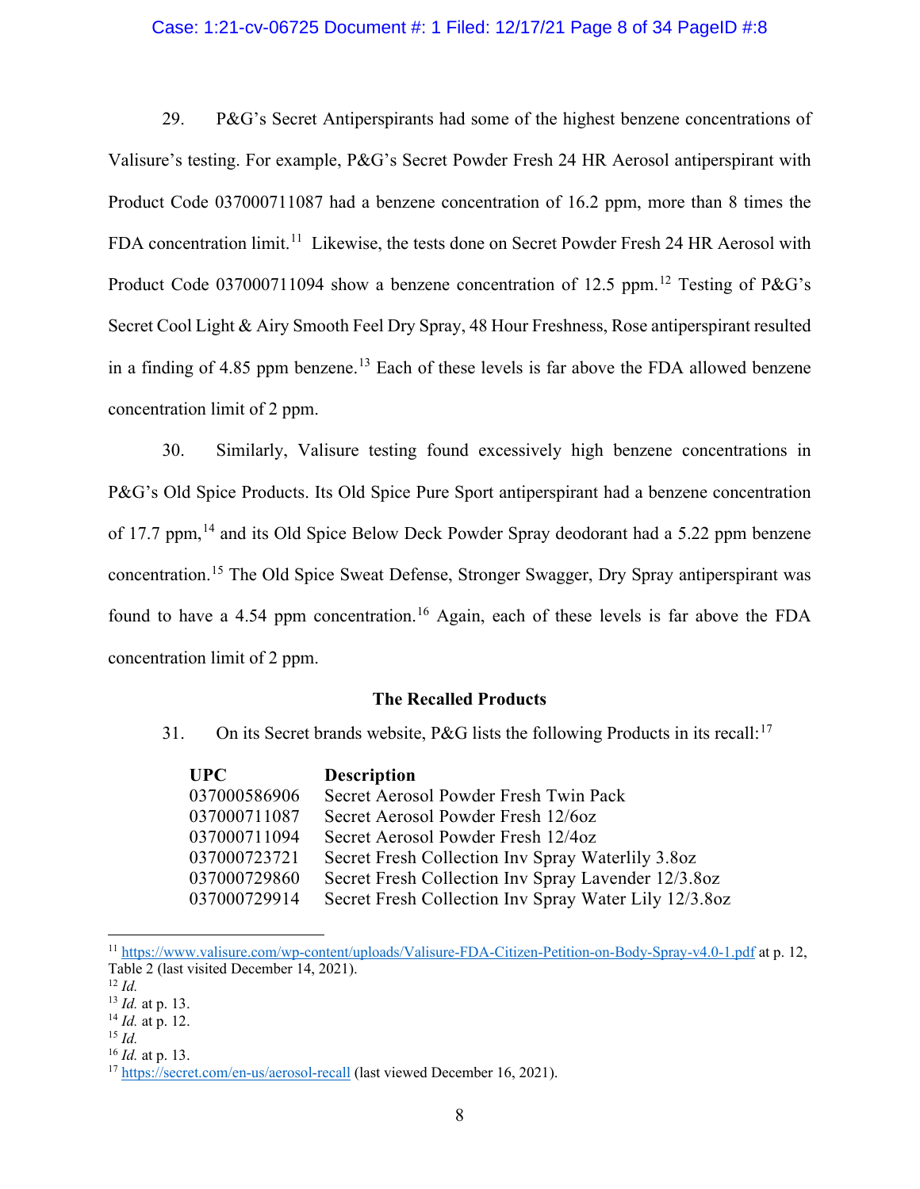29. P&G's Secret Antiperspirants had some of the highest benzene concentrations of Valisure's testing. For example, P&G's Secret Powder Fresh 24 HR Aerosol antiperspirant with Product Code 037000711087 had a benzene concentration of 16.2 ppm, more than 8 times the FDA concentration limit.[11] Likewise, the tests done on Secret Powder Fresh 24 HR Aerosol with Product Code 037000711094 show a benzene concentration of 12.5 ppm.[12] Testing of P&G's Secret Cool Light & Airy Smooth Feel Dry Spray, 48 Hour Freshness, Rose antiperspirant resulted in a finding of 4.85 ppm benzene.[13] Each of these levels is far above the FDA allowed benzene concentration limit of 2 ppm.

30. Similarly, Valisure testing found excessively high benzene concentrations in P&G's Old Spice Products. Its Old Spice Pure Sport antiperspirant had a benzene concentration of 17.7 ppm,[14] and its Old Spice Below Deck Powder Spray deodorant had a 5.22 ppm benzene concentration.[15] The Old Spice Sweat Defense, Stronger Swagger, Dry Spray antiperspirant was found to have a 4.54 ppm concentration.[16] Again, each of these levels is far above the FDA concentration limit of 2 ppm.

### The Recalled Products

31. On its Secret brands website, P&G lists the following Products in its recall:[17]

| UPC | Description |
|---|---|
| 037000586906 | Secret Aerosol Powder Fresh Twin Pack |
| 037000711087 | Secret Aerosol Powder Fresh 12/6oz |
| 037000711094 | Secret Aerosol Powder Fresh 12/4oz |
| 037000723721 | Secret Fresh Collection Inv Spray Waterlily 3.8oz |
| 037000729860 | Secret Fresh Collection Inv Spray Lavender 12/3.8oz |
| 037000729914 | Secret Fresh Collection Inv Spray Water Lily 12/3.8oz |

---

[11] https://www.valisure.com/wp-content/uploads/Valisure-FDA-Citizen-Petition-on-Body-Spray-v4.0-1.pdf at p. 12, Table 2 (last visited December 14, 2021).

[12] *Id.*

[13] *Id.* at p. 13.

[14] *Id.* at p. 12.

[15] *Id.*

[16] *Id.* at p. 13.

[17] https://secret.com/en-us/aerosol-recall (last viewed December 16, 2021).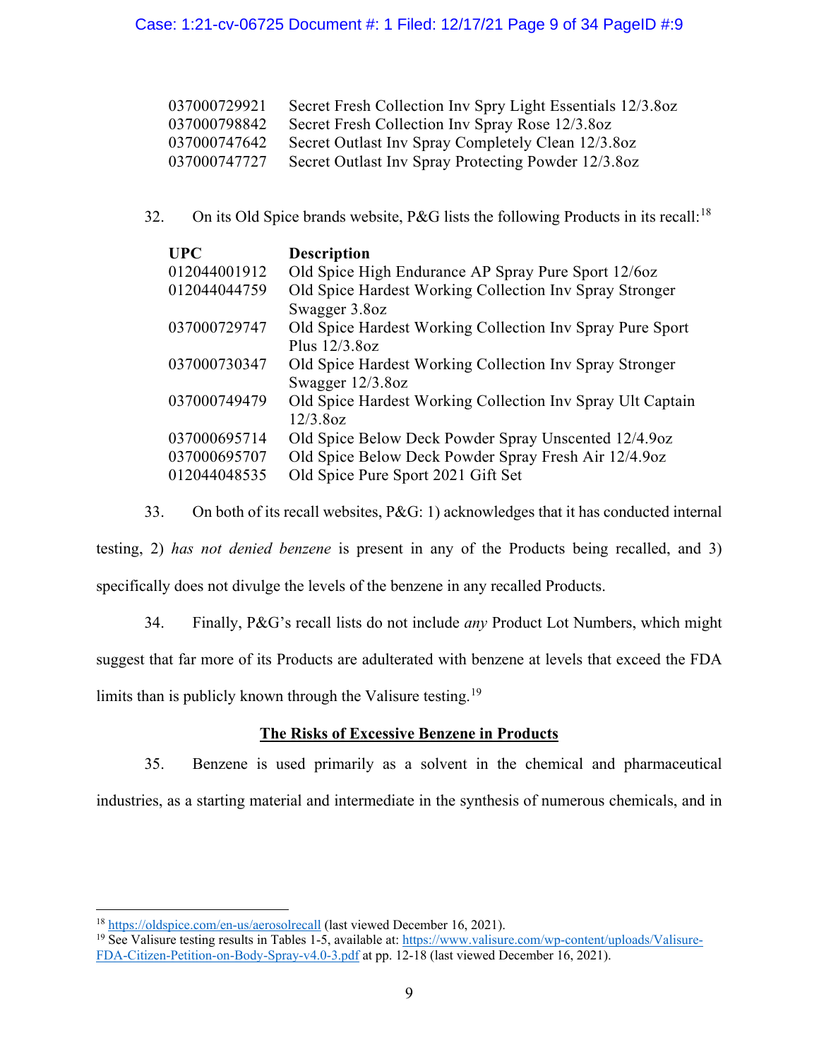| | |
|---|---|
| 037000729921 | Secret Fresh Collection Inv Spry Light Essentials 12/3.8oz |
| 037000798842 | Secret Fresh Collection Inv Spray Rose 12/3.8oz |
| 037000747642 | Secret Outlast Inv Spray Completely Clean 12/3.8oz |
| 037000747727 | Secret Outlast Inv Spray Protecting Powder 12/3.8oz |

32. On its Old Spice brands website, P&G lists the following Products in its recall:[18]

| **UPC** | **Description** |
|---|---|
| 012044001912 | Old Spice High Endurance AP Spray Pure Sport 12/6oz |
| 012044044759 | Old Spice Hardest Working Collection Inv Spray Stronger Swagger 3.8oz |
| 037000729747 | Old Spice Hardest Working Collection Inv Spray Pure Sport Plus 12/3.8oz |
| 037000730347 | Old Spice Hardest Working Collection Inv Spray Stronger Swagger 12/3.8oz |
| 037000749479 | Old Spice Hardest Working Collection Inv Spray Ult Captain 12/3.8oz |
| 037000695714 | Old Spice Below Deck Powder Spray Unscented 12/4.9oz |
| 037000695707 | Old Spice Below Deck Powder Spray Fresh Air 12/4.9oz |
| 012044048535 | Old Spice Pure Sport 2021 Gift Set |

33. On both of its recall websites, P&G: 1) acknowledges that it has conducted internal testing, 2) *has not denied benzene* is present in any of the Products being recalled, and 3) specifically does not divulge the levels of the benzene in any recalled Products.

34. Finally, P&G's recall lists do not include *any* Product Lot Numbers, which might suggest that far more of its Products are adulterated with benzene at levels that exceed the FDA limits than is publicly known through the Valisure testing.[19]

## The Risks of Excessive Benzene in Products

35. Benzene is used primarily as a solvent in the chemical and pharmaceutical industries, as a starting material and intermediate in the synthesis of numerous chemicals, and in

---

[18] https://oldspice.com/en-us/aerosolrecall (last viewed December 16, 2021).

[19] See Valisure testing results in Tables 1-5, available at: https://www.valisure.com/wp-content/uploads/Valisure-FDA-Citizen-Petition-on-Body-Spray-v4.0-3.pdf at pp. 12-18 (last viewed December 16, 2021).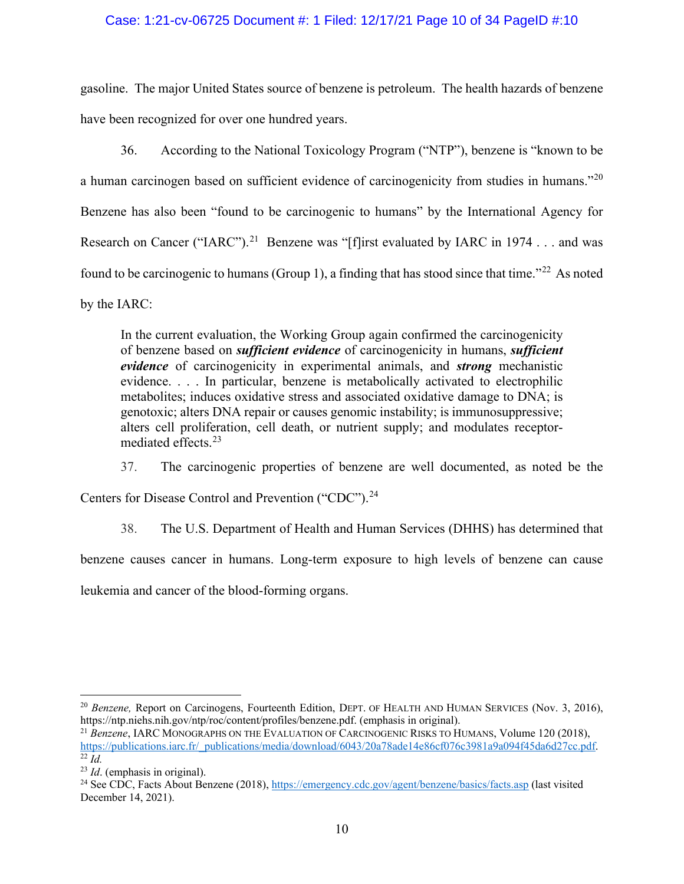gasoline. The major United States source of benzene is petroleum. The health hazards of benzene have been recognized for over one hundred years.

36. According to the National Toxicology Program ("NTP"), benzene is "known to be a human carcinogen based on sufficient evidence of carcinogenicity from studies in humans."[20] Benzene has also been "found to be carcinogenic to humans" by the International Agency for Research on Cancer ("IARC").[21] Benzene was "[f]irst evaluated by IARC in 1974 . . . and was found to be carcinogenic to humans (Group 1), a finding that has stood since that time."[22] As noted by the IARC:

> In the current evaluation, the Working Group again confirmed the carcinogenicity of benzene based on ***sufficient evidence*** of carcinogenicity in humans, ***sufficient evidence*** of carcinogenicity in experimental animals, and ***strong*** mechanistic evidence. . . . In particular, benzene is metabolically activated to electrophilic metabolites; induces oxidative stress and associated oxidative damage to DNA; is genotoxic; alters DNA repair or causes genomic instability; is immunosuppressive; alters cell proliferation, cell death, or nutrient supply; and modulates receptor-mediated effects.[23]

37. The carcinogenic properties of benzene are well documented, as noted be the Centers for Disease Control and Prevention ("CDC").[24]

38. The U.S. Department of Health and Human Services (DHHS) has determined that benzene causes cancer in humans. Long-term exposure to high levels of benzene can cause leukemia and cancer of the blood-forming organs.

---

[20] *Benzene,* Report on Carcinogens, Fourteenth Edition, DEPT. OF HEALTH AND HUMAN SERVICES (Nov. 3, 2016), https://ntp.niehs.nih.gov/ntp/roc/content/profiles/benzene.pdf. (emphasis in original).

[21] *Benzene*, IARC MONOGRAPHS ON THE EVALUATION OF CARCINOGENIC RISKS TO HUMANS, Volume 120 (2018), https://publications.iarc.fr/_publications/media/download/6043/20a78ade14e86cf076c3981a9a094f45da6d27cc.pdf.

[22] *Id.*

[23] *Id*. (emphasis in original).

[24] See CDC, Facts About Benzene (2018), https://emergency.cdc.gov/agent/benzene/basics/facts.asp (last visited December 14, 2021).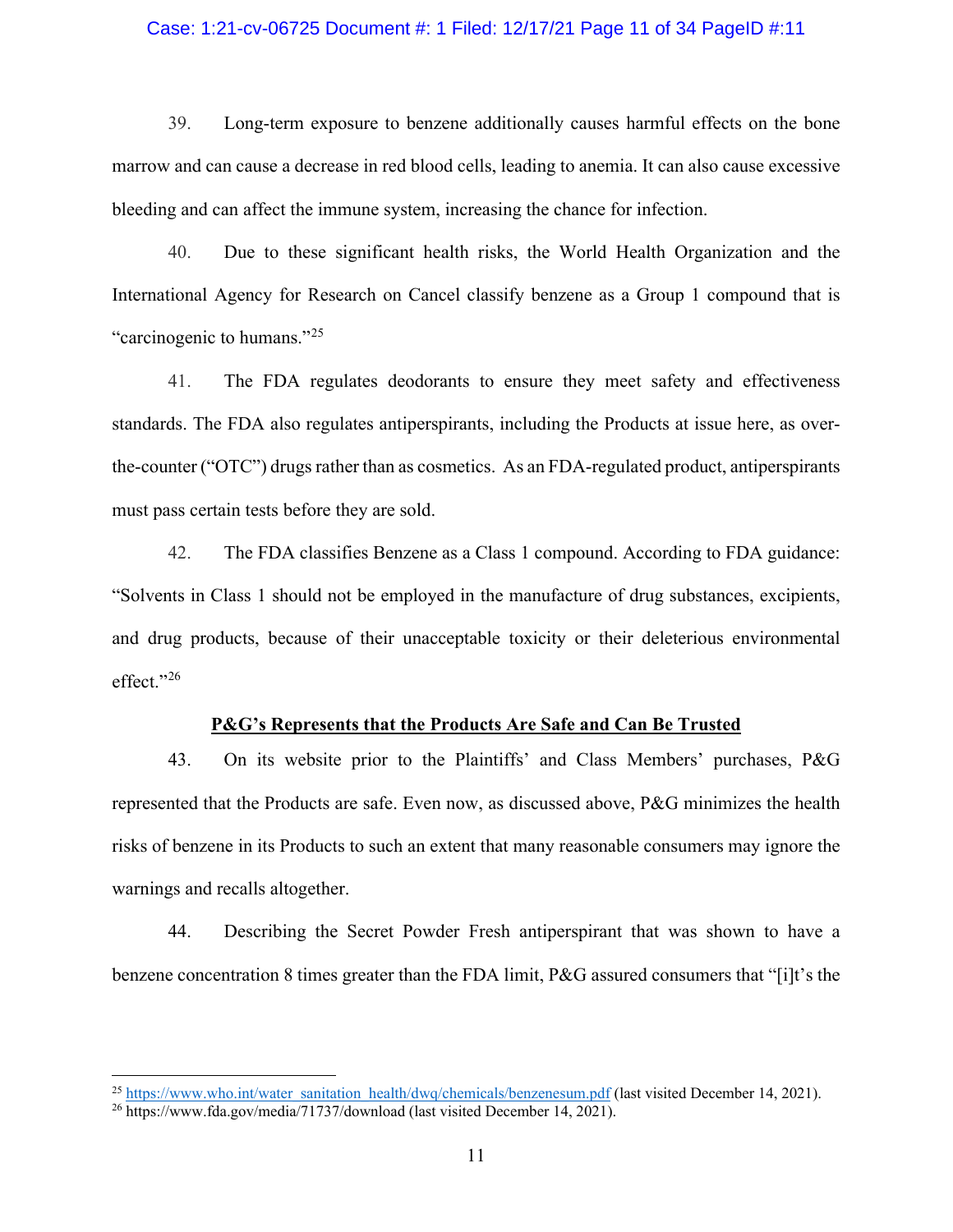39. Long-term exposure to benzene additionally causes harmful effects on the bone marrow and can cause a decrease in red blood cells, leading to anemia. It can also cause excessive bleeding and can affect the immune system, increasing the chance for infection.

40. Due to these significant health risks, the World Health Organization and the International Agency for Research on Cancel classify benzene as a Group 1 compound that is "carcinogenic to humans."[25]

41. The FDA regulates deodorants to ensure they meet safety and effectiveness standards. The FDA also regulates antiperspirants, including the Products at issue here, as over-the-counter ("OTC") drugs rather than as cosmetics. As an FDA-regulated product, antiperspirants must pass certain tests before they are sold.

42. The FDA classifies Benzene as a Class 1 compound. According to FDA guidance: "Solvents in Class 1 should not be employed in the manufacture of drug substances, excipients, and drug products, because of their unacceptable toxicity or their deleterious environmental effect."[26]

**<u>P&G's Represents that the Products Are Safe and Can Be Trusted</u>**

43. On its website prior to the Plaintiffs' and Class Members' purchases, P&G represented that the Products are safe. Even now, as discussed above, P&G minimizes the health risks of benzene in its Products to such an extent that many reasonable consumers may ignore the warnings and recalls altogether.

44. Describing the Secret Powder Fresh antiperspirant that was shown to have a benzene concentration 8 times greater than the FDA limit, P&G assured consumers that "[i]t's the

---

[25] https://www.who.int/water_sanitation_health/dwq/chemicals/benzenesum.pdf (last visited December 14, 2021).

[26] https://www.fda.gov/media/71737/download (last visited December 14, 2021).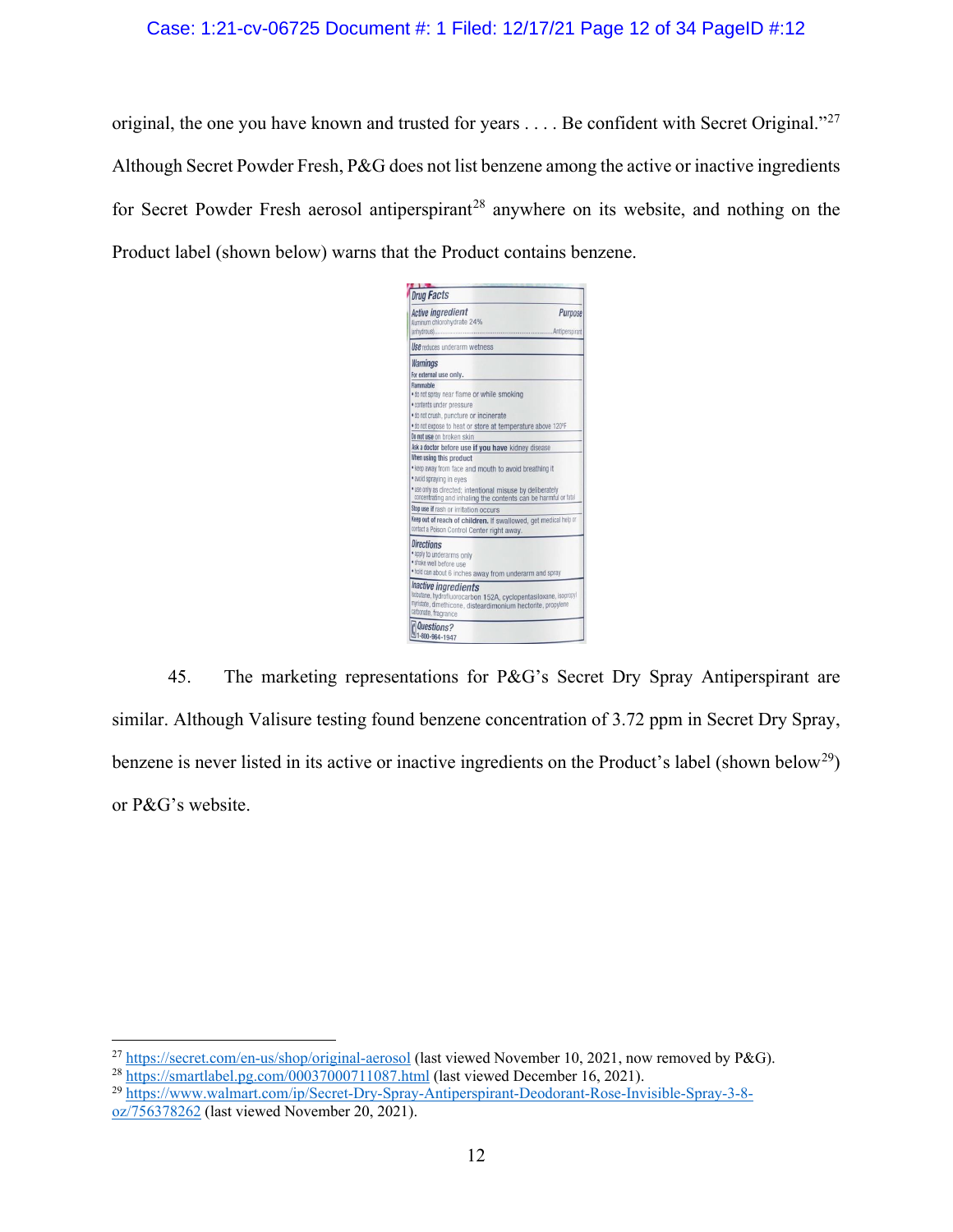original, the one you have known and trusted for years . . . . Be confident with Secret Original."[27] Although Secret Powder Fresh, P&G does not list benzene among the active or inactive ingredients for Secret Powder Fresh aerosol antiperspirant[28] anywhere on its website, and nothing on the Product label (shown below) warns that the Product contains benzene.

**Drug Facts**

| Active ingredient | Purpose |
|---|---|
| Aluminum chlorohydrate 24% (anhydrous) | Antiperspirant |

**Use** reduces underarm wetness

**Warnings**

**For external use only.**

**Flammable**
- do not spray near flame or while smoking
- contents under pressure
- do not crush, puncture or incinerate
- do not expose to heat or store at temperature above 120°F

**Do not use** on broken skin

**Ask a doctor before use if you have** kidney disease

**When using this product**
- keep away from face and mouth to avoid breathing it
- avoid spraying in eyes
- use only as directed; intentional misuse by deliberately concentrating and inhaling the contents can be harmful or fatal

**Stop use** if rash or irritation occurs

**Keep out of reach of children.** If swallowed, get medical help or contact a Poison Control Center right away.

**Directions**
- apply to underarms only
- shake well before use
- hold can about 6 inches away from underarm and spray

**Inactive ingredients** isobutane, hydrofluorocarbon 152A, cyclopentasiloxane, isopropyl myristate, dimethicone, disteardimonium hectorite, propylene carbonate, fragrance

**Questions?** 1-800-964-1947

45. The marketing representations for P&G's Secret Dry Spray Antiperspirant are similar. Although Valisure testing found benzene concentration of 3.72 ppm in Secret Dry Spray, benzene is never listed in its active or inactive ingredients on the Product's label (shown below[29]) or P&G's website.

---

[27] https://secret.com/en-us/shop/original-aerosol (last viewed November 10, 2021, now removed by P&G).

[28] https://smartlabel.pg.com/00037000711087.html (last viewed December 16, 2021).

[29] https://www.walmart.com/ip/Secret-Dry-Spray-Antiperspirant-Deodorant-Rose-Invisible-Spray-3-8-oz/756378262 (last viewed November 20, 2021).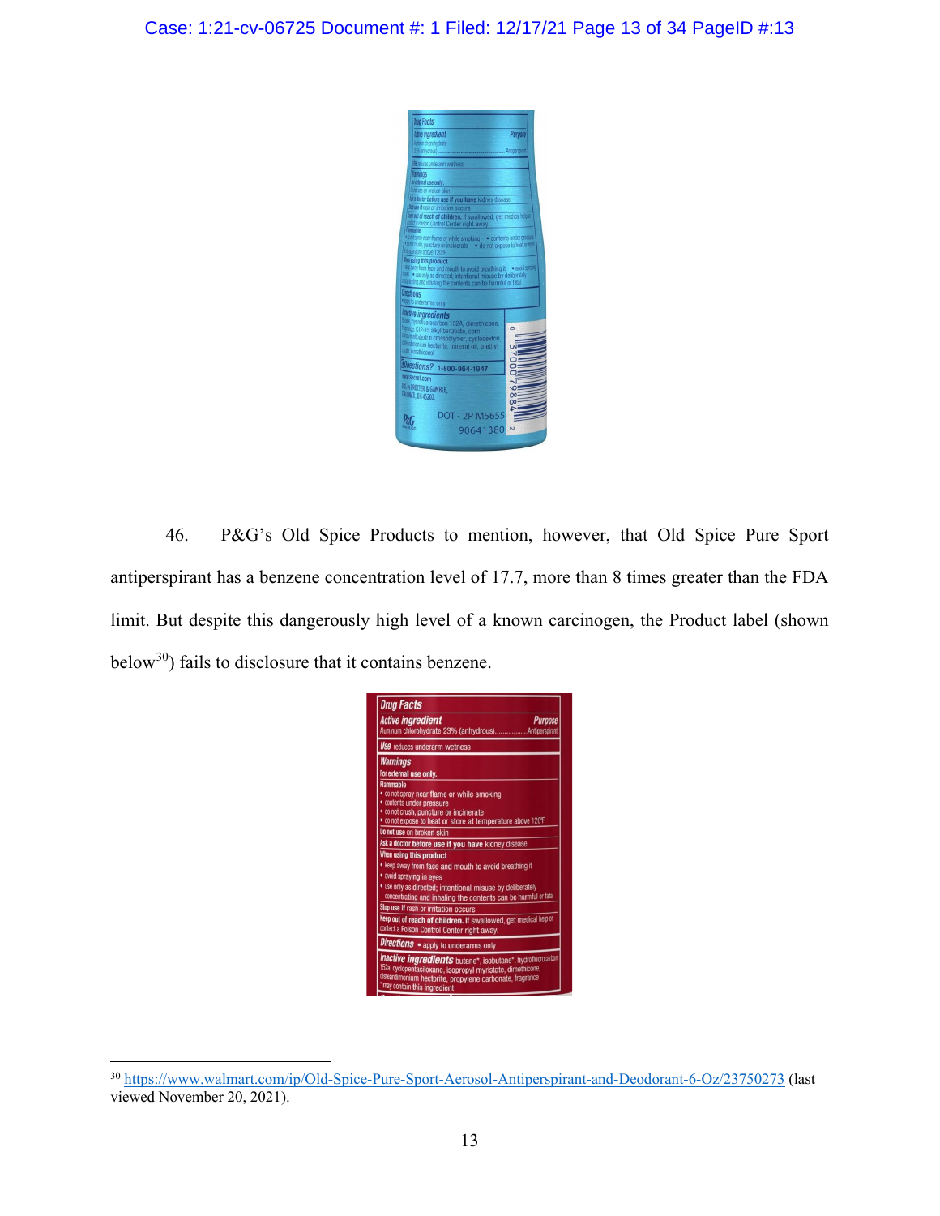46. P&G's Old Spice Products to mention, however, that Old Spice Pure Sport antiperspirant has a benzene concentration level of 17.7, more than 8 times greater than the FDA limit. But despite this dangerously high level of a known carcinogen, the Product label (shown below[30]) fails to disclosure that it contains benzene.

[30] https://www.walmart.com/ip/Old-Spice-Pure-Sport-Aerosol-Antiperspirant-and-Deodorant-6-Oz/23750273 (last viewed November 20, 2021).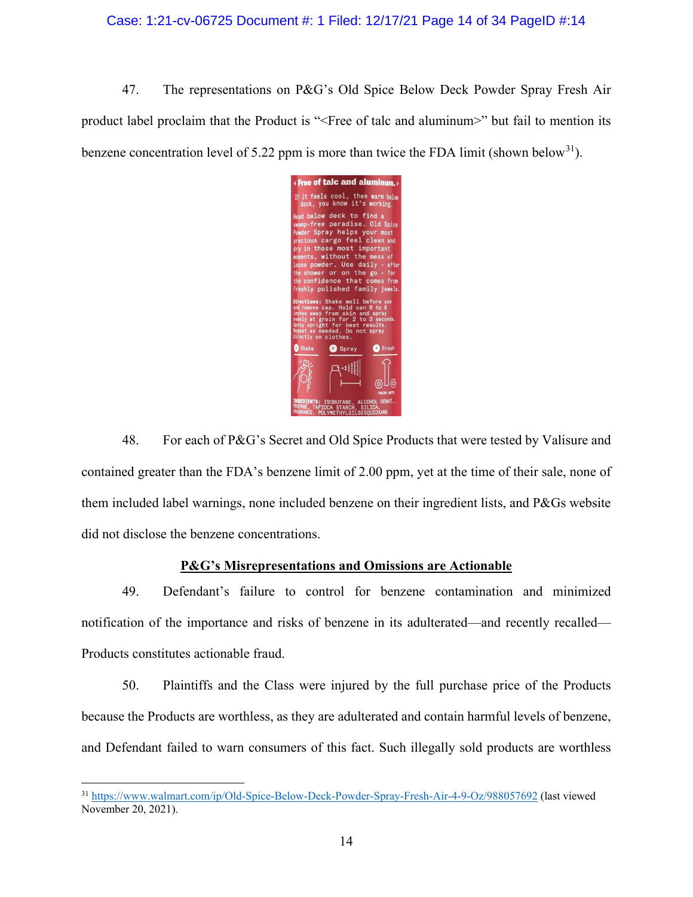47. The representations on P&G's Old Spice Below Deck Powder Spray Fresh Air product label proclaim that the Product is "<Free of talc and aluminum>" but fail to mention its benzene concentration level of 5.22 ppm is more than twice the FDA limit (shown below[31]).

‹ Free of talc and aluminum. ›

If it feels cool, then warm below deck, you know it's working.

Head below deck to find a swamp-free paradise. Old Spice Powder Spray helps your most precious cargo feel clean and dry in those most important moments, without the mess of loose powder. Use daily - after the shower or on the go - for the confidence that comes from freshly polished family jewels.

**Directions:** Shake well before use and remove cap. Hold can 6 to 8 inches away from skin and spray evenly at groin for 2 to 3 seconds. Spray upright for best results. Repeat as needed. Do not spray directly on clothes.

1 Shake 2 Spray 3 Fresh

**INGREDIENTS:** ISOBUTANE, ALCOHOL DENAT., PROPANE, TAPIOCA STARCH, SILICA, FRAGRANCE, POLYMETHYLSILSESQUIOXANE

48. For each of P&G's Secret and Old Spice Products that were tested by Valisure and contained greater than the FDA's benzene limit of 2.00 ppm, yet at the time of their sale, none of them included label warnings, none included benzene on their ingredient lists, and P&Gs website did not disclose the benzene concentrations.

**P&G's Misrepresentations and Omissions are Actionable**

49. Defendant's failure to control for benzene contamination and minimized notification of the importance and risks of benzene in its adulterated—and recently recalled—Products constitutes actionable fraud.

50. Plaintiffs and the Class were injured by the full purchase price of the Products because the Products are worthless, as they are adulterated and contain harmful levels of benzene, and Defendant failed to warn consumers of this fact. Such illegally sold products are worthless

[31] https://www.walmart.com/ip/Old-Spice-Below-Deck-Powder-Spray-Fresh-Air-4-9-Oz/988057692 (last viewed November 20, 2021).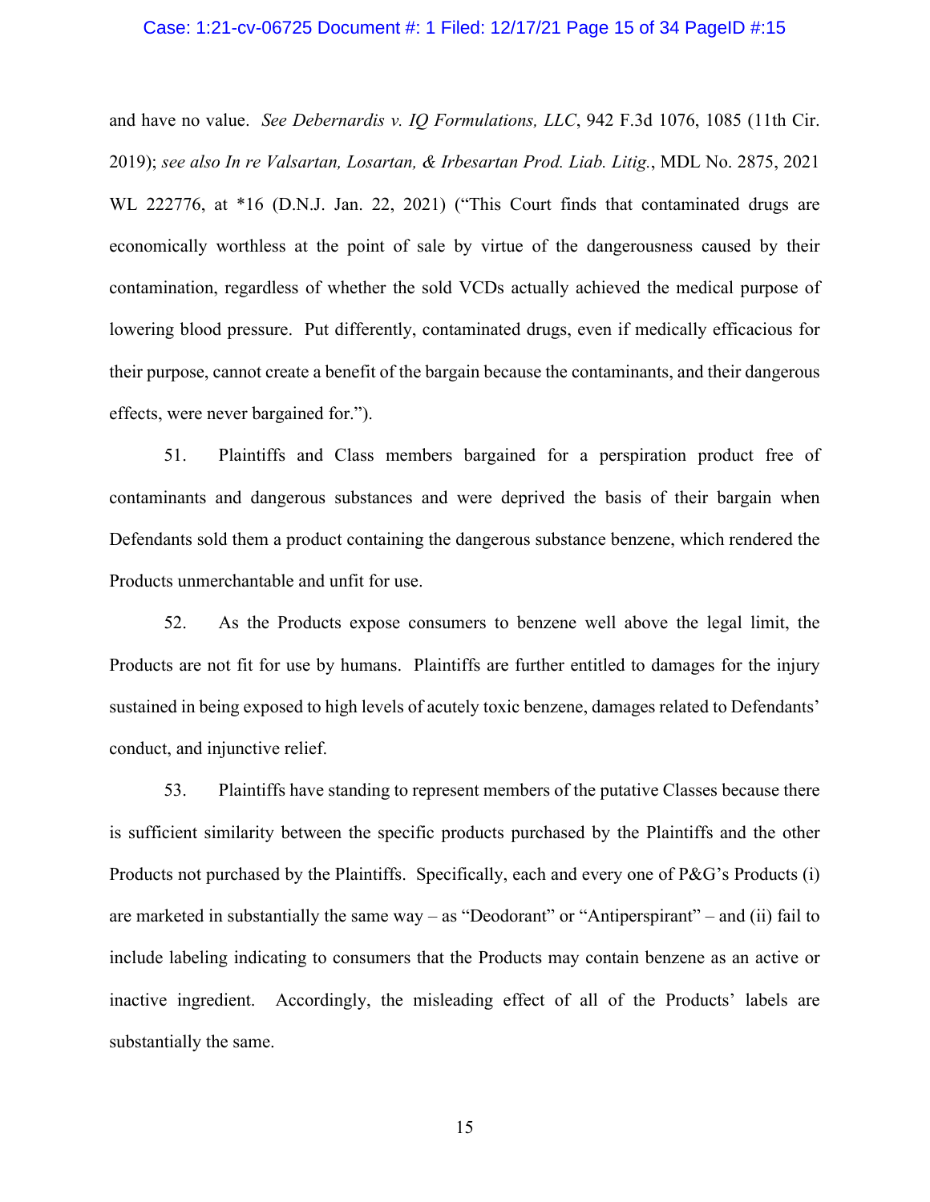and have no value. *See Debernardis v. IQ Formulations, LLC*, 942 F.3d 1076, 1085 (11th Cir. 2019); *see also In re Valsartan, Losartan, & Irbesartan Prod. Liab. Litig.*, MDL No. 2875, 2021 WL 222776, at *16 (D.N.J. Jan. 22, 2021) ("This Court finds that contaminated drugs are economically worthless at the point of sale by virtue of the dangerousness caused by their contamination, regardless of whether the sold VCDs actually achieved the medical purpose of lowering blood pressure. Put differently, contaminated drugs, even if medically efficacious for their purpose, cannot create a benefit of the bargain because the contaminants, and their dangerous effects, were never bargained for.").

51. Plaintiffs and Class members bargained for a perspiration product free of contaminants and dangerous substances and were deprived the basis of their bargain when Defendants sold them a product containing the dangerous substance benzene, which rendered the Products unmerchantable and unfit for use.

52. As the Products expose consumers to benzene well above the legal limit, the Products are not fit for use by humans. Plaintiffs are further entitled to damages for the injury sustained in being exposed to high levels of acutely toxic benzene, damages related to Defendants' conduct, and injunctive relief.

53. Plaintiffs have standing to represent members of the putative Classes because there is sufficient similarity between the specific products purchased by the Plaintiffs and the other Products not purchased by the Plaintiffs. Specifically, each and every one of P&G's Products (i) are marketed in substantially the same way – as "Deodorant" or "Antiperspirant" – and (ii) fail to include labeling indicating to consumers that the Products may contain benzene as an active or inactive ingredient. Accordingly, the misleading effect of all of the Products' labels are substantially the same.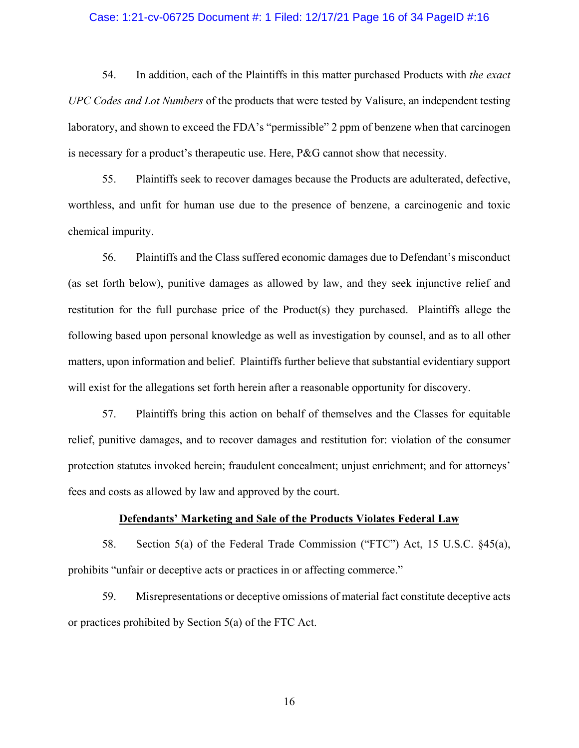54. In addition, each of the Plaintiffs in this matter purchased Products with *the exact UPC Codes and Lot Numbers* of the products that were tested by Valisure, an independent testing laboratory, and shown to exceed the FDA's "permissible" 2 ppm of benzene when that carcinogen is necessary for a product's therapeutic use. Here, P&G cannot show that necessity.

55. Plaintiffs seek to recover damages because the Products are adulterated, defective, worthless, and unfit for human use due to the presence of benzene, a carcinogenic and toxic chemical impurity.

56. Plaintiffs and the Class suffered economic damages due to Defendant's misconduct (as set forth below), punitive damages as allowed by law, and they seek injunctive relief and restitution for the full purchase price of the Product(s) they purchased. Plaintiffs allege the following based upon personal knowledge as well as investigation by counsel, and as to all other matters, upon information and belief. Plaintiffs further believe that substantial evidentiary support will exist for the allegations set forth herein after a reasonable opportunity for discovery.

57. Plaintiffs bring this action on behalf of themselves and the Classes for equitable relief, punitive damages, and to recover damages and restitution for: violation of the consumer protection statutes invoked herein; fraudulent concealment; unjust enrichment; and for attorneys' fees and costs as allowed by law and approved by the court.

**Defendants' Marketing and Sale of the Products Violates Federal Law**

58. Section 5(a) of the Federal Trade Commission ("FTC") Act, 15 U.S.C. §45(a), prohibits "unfair or deceptive acts or practices in or affecting commerce."

59. Misrepresentations or deceptive omissions of material fact constitute deceptive acts or practices prohibited by Section 5(a) of the FTC Act.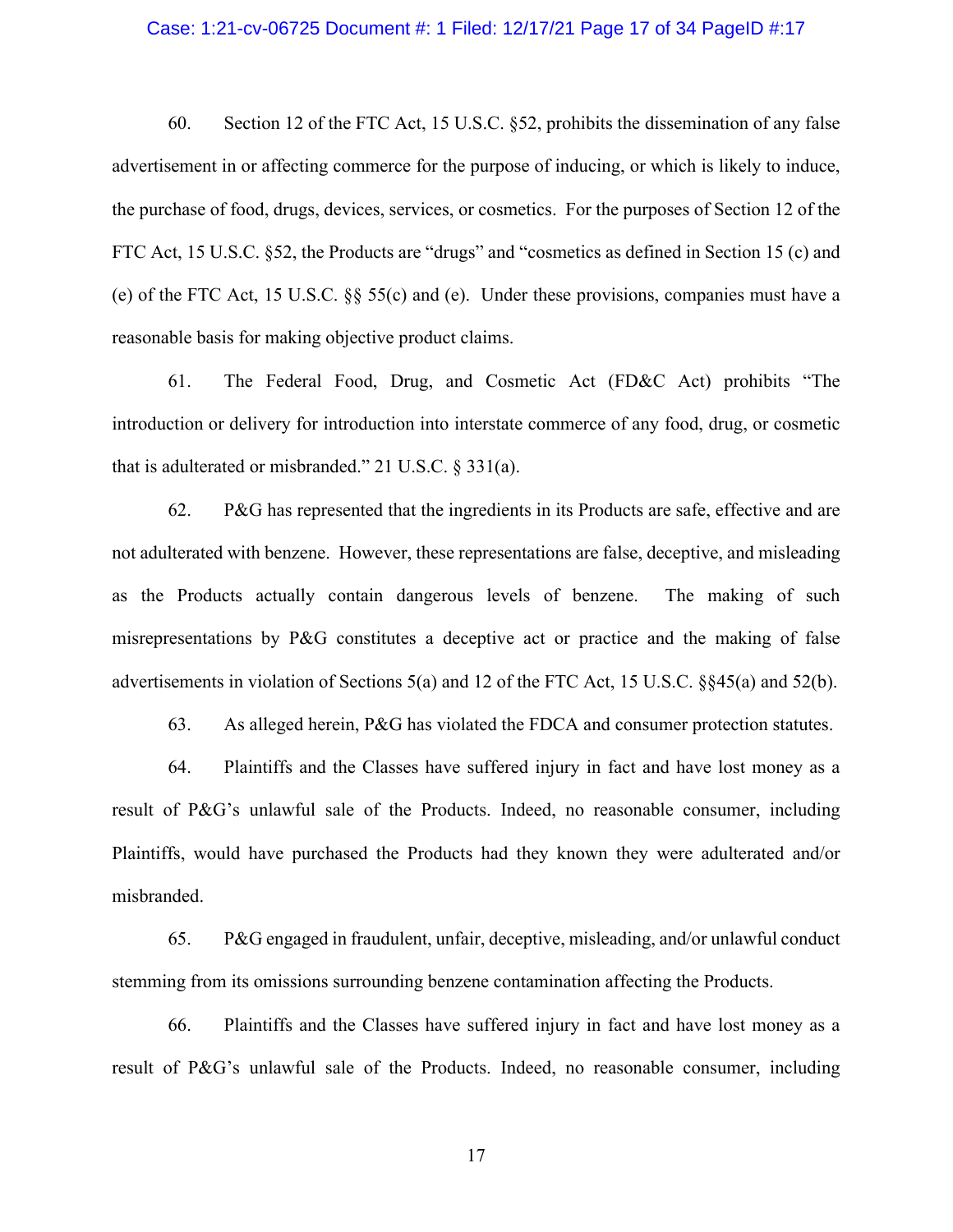60. Section 12 of the FTC Act, 15 U.S.C. §52, prohibits the dissemination of any false advertisement in or affecting commerce for the purpose of inducing, or which is likely to induce, the purchase of food, drugs, devices, services, or cosmetics. For the purposes of Section 12 of the FTC Act, 15 U.S.C. §52, the Products are "drugs" and "cosmetics as defined in Section 15 (c) and (e) of the FTC Act, 15 U.S.C. §§ 55(c) and (e). Under these provisions, companies must have a reasonable basis for making objective product claims.

61. The Federal Food, Drug, and Cosmetic Act (FD&C Act) prohibits "The introduction or delivery for introduction into interstate commerce of any food, drug, or cosmetic that is adulterated or misbranded." 21 U.S.C. § 331(a).

62. P&G has represented that the ingredients in its Products are safe, effective and are not adulterated with benzene. However, these representations are false, deceptive, and misleading as the Products actually contain dangerous levels of benzene. The making of such misrepresentations by P&G constitutes a deceptive act or practice and the making of false advertisements in violation of Sections 5(a) and 12 of the FTC Act, 15 U.S.C. §§45(a) and 52(b).

63. As alleged herein, P&G has violated the FDCA and consumer protection statutes.

64. Plaintiffs and the Classes have suffered injury in fact and have lost money as a result of P&G's unlawful sale of the Products. Indeed, no reasonable consumer, including Plaintiffs, would have purchased the Products had they known they were adulterated and/or misbranded.

65. P&G engaged in fraudulent, unfair, deceptive, misleading, and/or unlawful conduct stemming from its omissions surrounding benzene contamination affecting the Products.

66. Plaintiffs and the Classes have suffered injury in fact and have lost money as a result of P&G's unlawful sale of the Products. Indeed, no reasonable consumer, including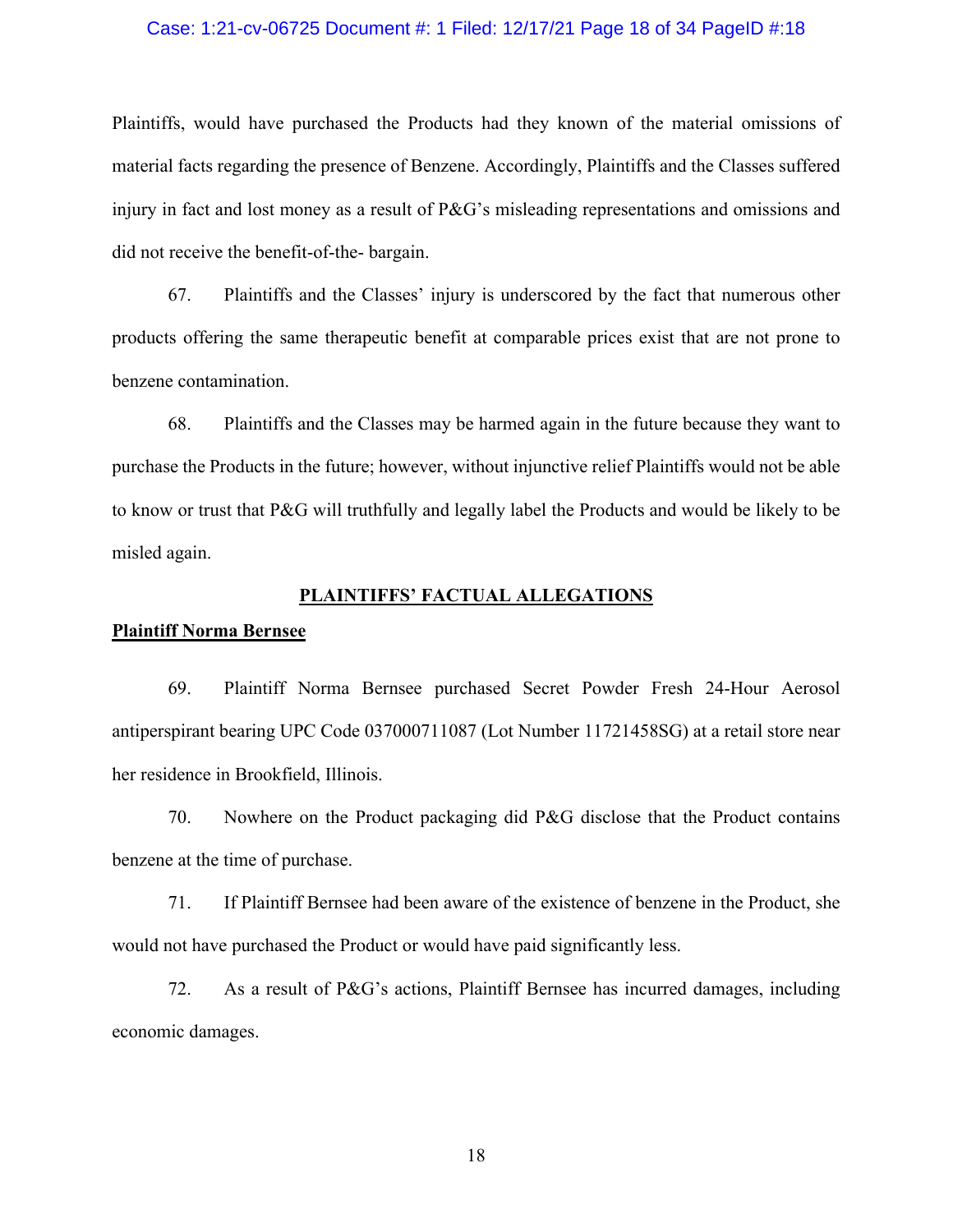Plaintiffs, would have purchased the Products had they known of the material omissions of material facts regarding the presence of Benzene. Accordingly, Plaintiffs and the Classes suffered injury in fact and lost money as a result of P&G's misleading representations and omissions and did not receive the benefit-of-the- bargain.

67. Plaintiffs and the Classes' injury is underscored by the fact that numerous other products offering the same therapeutic benefit at comparable prices exist that are not prone to benzene contamination.

68. Plaintiffs and the Classes may be harmed again in the future because they want to purchase the Products in the future; however, without injunctive relief Plaintiffs would not be able to know or trust that P&G will truthfully and legally label the Products and would be likely to be misled again.

## PLAINTIFFS' FACTUAL ALLEGATIONS

### Plaintiff Norma Bernsee

69. Plaintiff Norma Bernsee purchased Secret Powder Fresh 24-Hour Aerosol antiperspirant bearing UPC Code 037000711087 (Lot Number 11721458SG) at a retail store near her residence in Brookfield, Illinois.

70. Nowhere on the Product packaging did P&G disclose that the Product contains benzene at the time of purchase.

71. If Plaintiff Bernsee had been aware of the existence of benzene in the Product, she would not have purchased the Product or would have paid significantly less.

72. As a result of P&G's actions, Plaintiff Bernsee has incurred damages, including economic damages.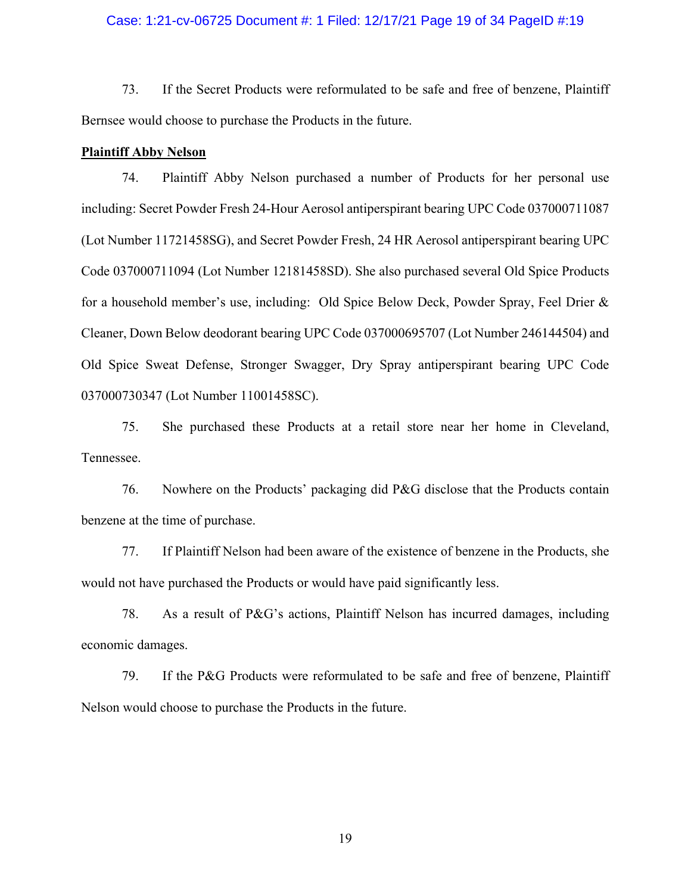73. If the Secret Products were reformulated to be safe and free of benzene, Plaintiff Bernsee would choose to purchase the Products in the future.

**Plaintiff Abby Nelson**

74. Plaintiff Abby Nelson purchased a number of Products for her personal use including: Secret Powder Fresh 24-Hour Aerosol antiperspirant bearing UPC Code 037000711087 (Lot Number 11721458SG), and Secret Powder Fresh, 24 HR Aerosol antiperspirant bearing UPC Code 037000711094 (Lot Number 12181458SD). She also purchased several Old Spice Products for a household member's use, including: Old Spice Below Deck, Powder Spray, Feel Drier & Cleaner, Down Below deodorant bearing UPC Code 037000695707 (Lot Number 246144504) and Old Spice Sweat Defense, Stronger Swagger, Dry Spray antiperspirant bearing UPC Code 037000730347 (Lot Number 11001458SC).

75. She purchased these Products at a retail store near her home in Cleveland, Tennessee.

76. Nowhere on the Products' packaging did P&G disclose that the Products contain benzene at the time of purchase.

77. If Plaintiff Nelson had been aware of the existence of benzene in the Products, she would not have purchased the Products or would have paid significantly less.

78. As a result of P&G's actions, Plaintiff Nelson has incurred damages, including economic damages.

79. If the P&G Products were reformulated to be safe and free of benzene, Plaintiff Nelson would choose to purchase the Products in the future.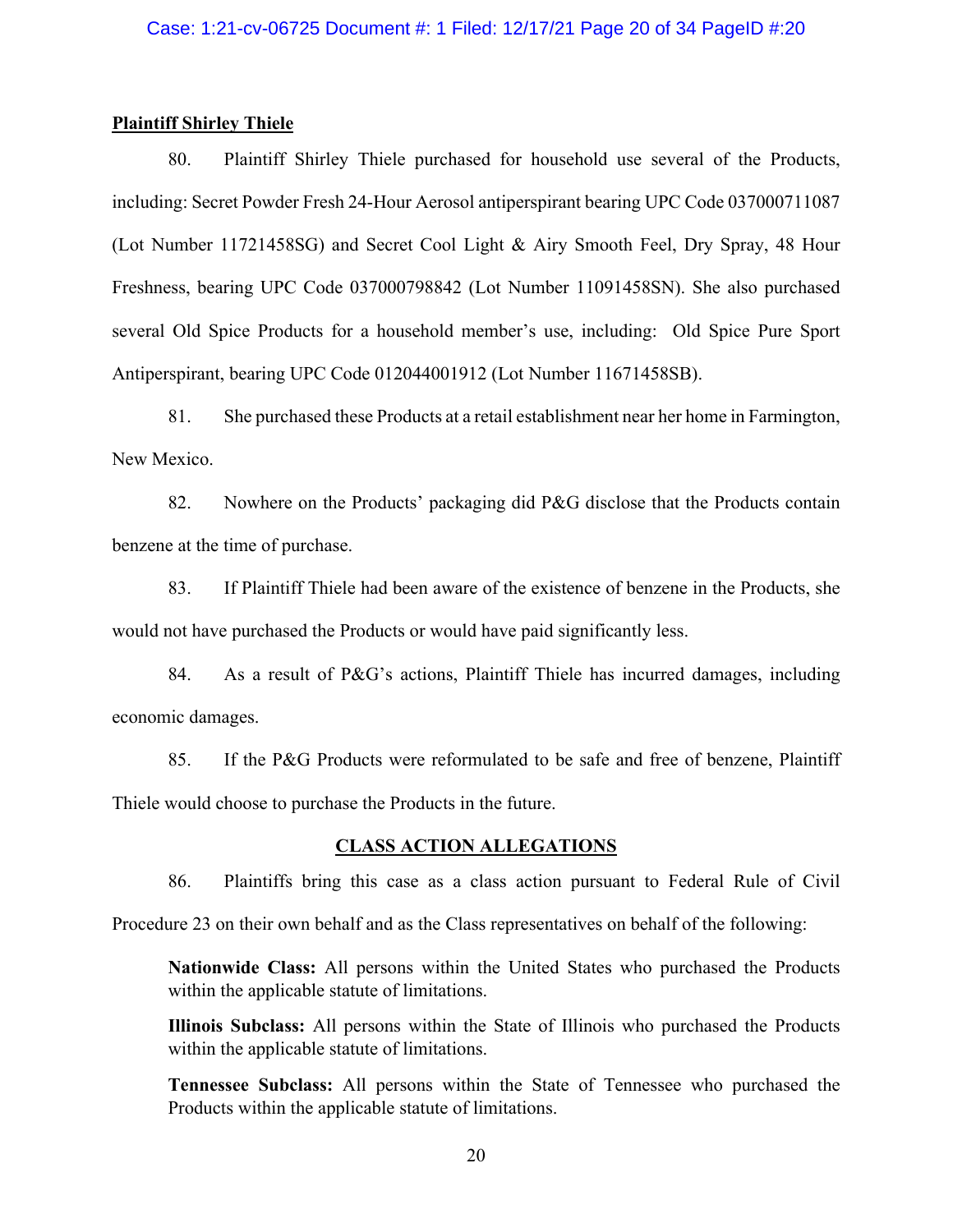**Plaintiff Shirley Thiele**

80. Plaintiff Shirley Thiele purchased for household use several of the Products, including: Secret Powder Fresh 24-Hour Aerosol antiperspirant bearing UPC Code 037000711087 (Lot Number 11721458SG) and Secret Cool Light & Airy Smooth Feel, Dry Spray, 48 Hour Freshness, bearing UPC Code 037000798842 (Lot Number 11091458SN). She also purchased several Old Spice Products for a household member's use, including: Old Spice Pure Sport Antiperspirant, bearing UPC Code 012044001912 (Lot Number 11671458SB).

81. She purchased these Products at a retail establishment near her home in Farmington, New Mexico.

82. Nowhere on the Products' packaging did P&G disclose that the Products contain benzene at the time of purchase.

83. If Plaintiff Thiele had been aware of the existence of benzene in the Products, she would not have purchased the Products or would have paid significantly less.

84. As a result of P&G's actions, Plaintiff Thiele has incurred damages, including economic damages.

85. If the P&G Products were reformulated to be safe and free of benzene, Plaintiff Thiele would choose to purchase the Products in the future.

## CLASS ACTION ALLEGATIONS

86. Plaintiffs bring this case as a class action pursuant to Federal Rule of Civil Procedure 23 on their own behalf and as the Class representatives on behalf of the following:

> **Nationwide Class:** All persons within the United States who purchased the Products within the applicable statute of limitations.
>
> **Illinois Subclass:** All persons within the State of Illinois who purchased the Products within the applicable statute of limitations.
>
> **Tennessee Subclass:** All persons within the State of Tennessee who purchased the Products within the applicable statute of limitations.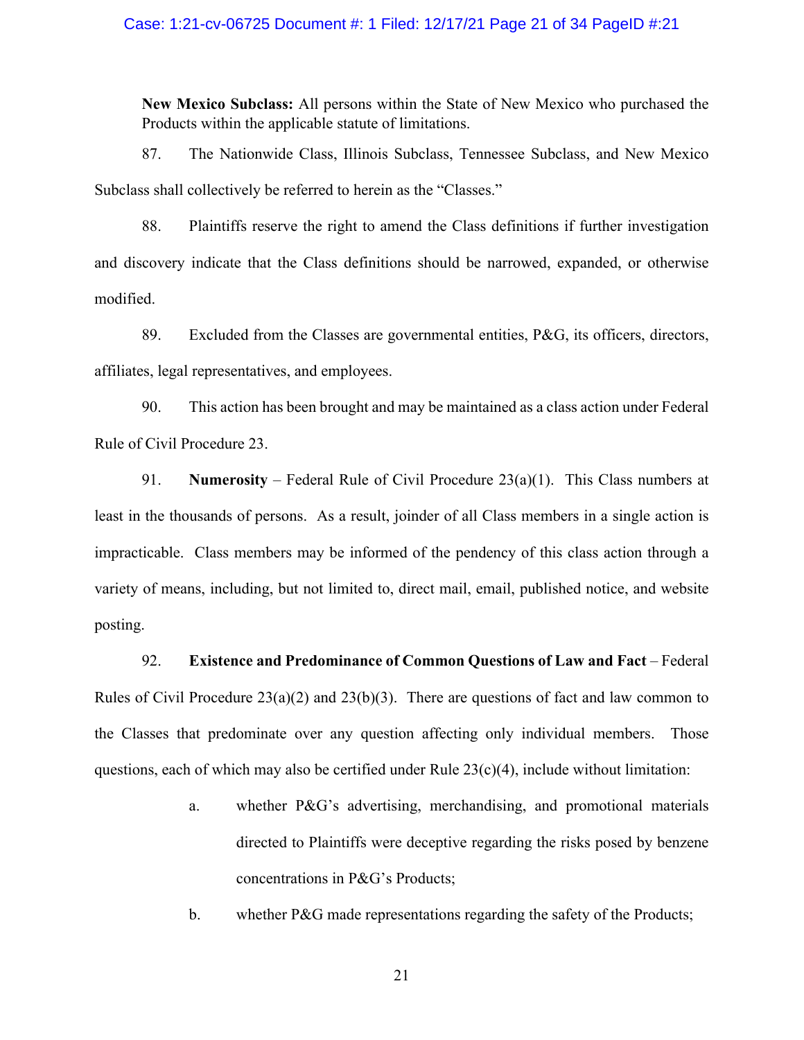**New Mexico Subclass:** All persons within the State of New Mexico who purchased the Products within the applicable statute of limitations.

87. The Nationwide Class, Illinois Subclass, Tennessee Subclass, and New Mexico Subclass shall collectively be referred to herein as the "Classes."

88. Plaintiffs reserve the right to amend the Class definitions if further investigation and discovery indicate that the Class definitions should be narrowed, expanded, or otherwise modified.

89. Excluded from the Classes are governmental entities, P&G, its officers, directors, affiliates, legal representatives, and employees.

90. This action has been brought and may be maintained as a class action under Federal Rule of Civil Procedure 23.

91. **Numerosity** – Federal Rule of Civil Procedure 23(a)(1). This Class numbers at least in the thousands of persons. As a result, joinder of all Class members in a single action is impracticable. Class members may be informed of the pendency of this class action through a variety of means, including, but not limited to, direct mail, email, published notice, and website posting.

92. **Existence and Predominance of Common Questions of Law and Fact** – Federal Rules of Civil Procedure 23(a)(2) and 23(b)(3). There are questions of fact and law common to the Classes that predominate over any question affecting only individual members. Those questions, each of which may also be certified under Rule 23(c)(4), include without limitation:

a. whether P&G's advertising, merchandising, and promotional materials directed to Plaintiffs were deceptive regarding the risks posed by benzene concentrations in P&G's Products;

b. whether P&G made representations regarding the safety of the Products;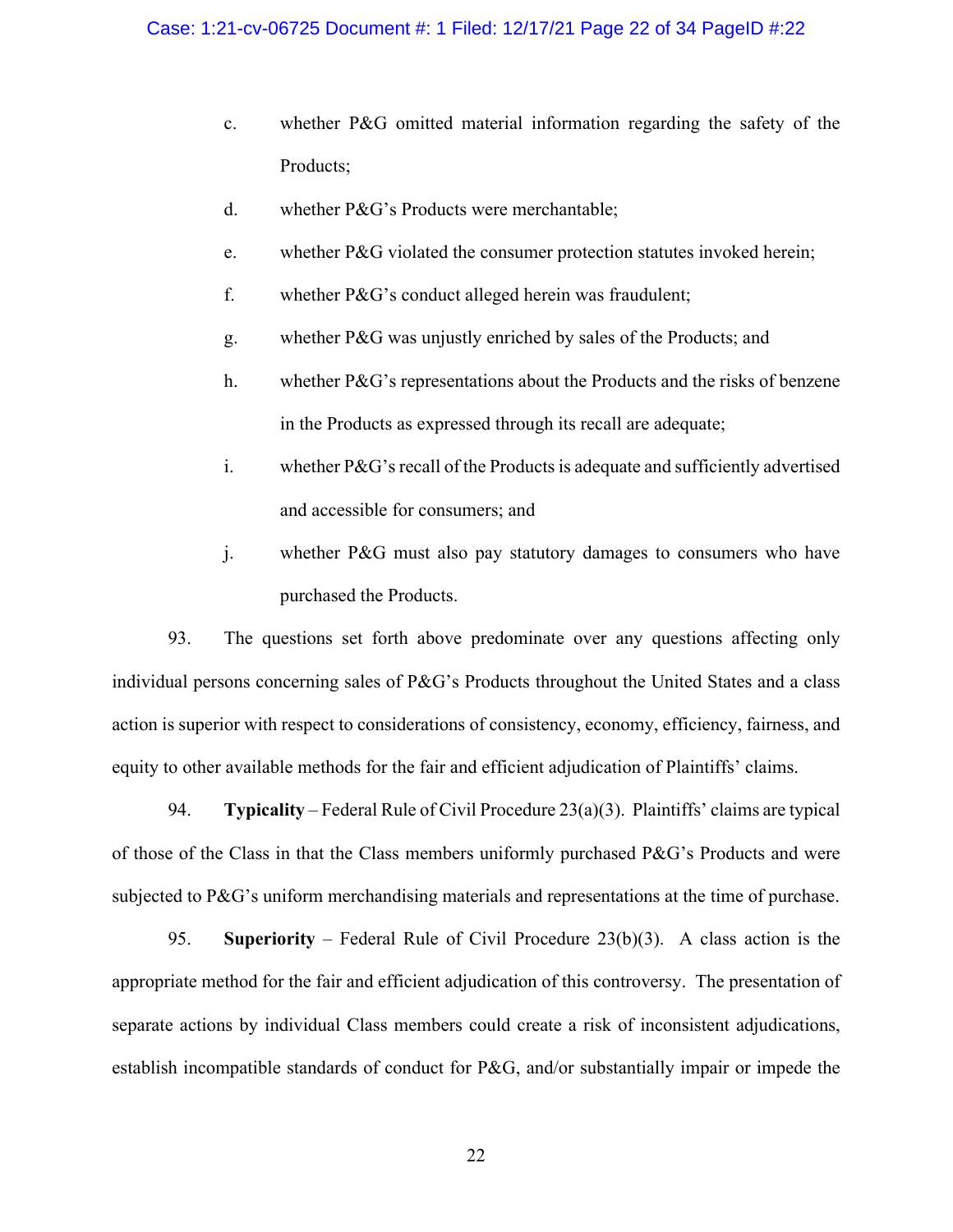c. whether P&G omitted material information regarding the safety of the Products;

d. whether P&G's Products were merchantable;

e. whether P&G violated the consumer protection statutes invoked herein;

f. whether P&G's conduct alleged herein was fraudulent;

g. whether P&G was unjustly enriched by sales of the Products; and

h. whether P&G's representations about the Products and the risks of benzene in the Products as expressed through its recall are adequate;

i. whether P&G's recall of the Products is adequate and sufficiently advertised and accessible for consumers; and

j. whether P&G must also pay statutory damages to consumers who have purchased the Products.

93. The questions set forth above predominate over any questions affecting only individual persons concerning sales of P&G's Products throughout the United States and a class action is superior with respect to considerations of consistency, economy, efficiency, fairness, and equity to other available methods for the fair and efficient adjudication of Plaintiffs' claims.

94. **Typicality** – Federal Rule of Civil Procedure 23(a)(3). Plaintiffs' claims are typical of those of the Class in that the Class members uniformly purchased P&G's Products and were subjected to P&G's uniform merchandising materials and representations at the time of purchase.

95. **Superiority** – Federal Rule of Civil Procedure 23(b)(3). A class action is the appropriate method for the fair and efficient adjudication of this controversy. The presentation of separate actions by individual Class members could create a risk of inconsistent adjudications, establish incompatible standards of conduct for P&G, and/or substantially impair or impede the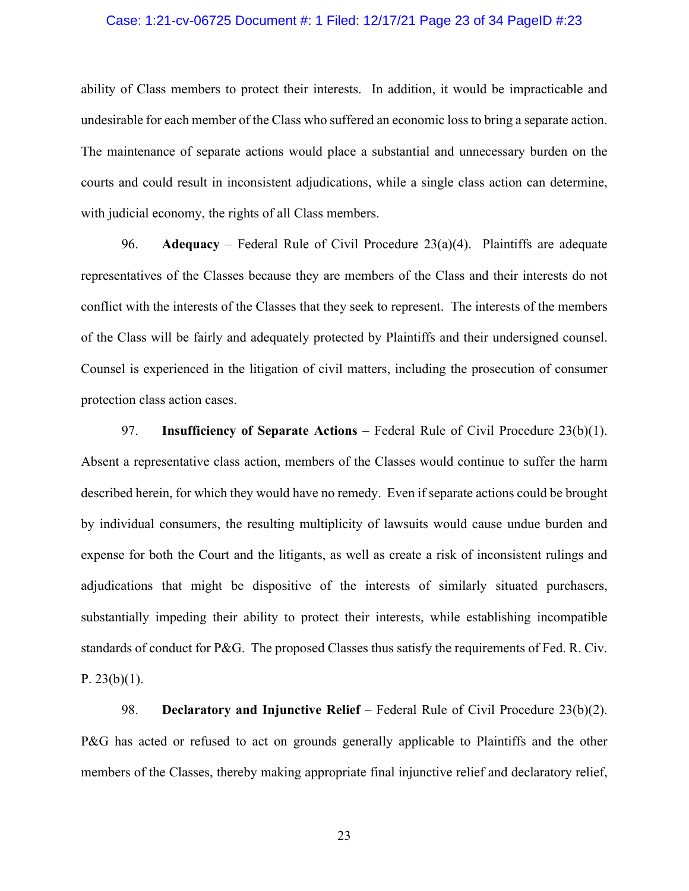ability of Class members to protect their interests. In addition, it would be impracticable and undesirable for each member of the Class who suffered an economic loss to bring a separate action. The maintenance of separate actions would place a substantial and unnecessary burden on the courts and could result in inconsistent adjudications, while a single class action can determine, with judicial economy, the rights of all Class members.

96. **Adequacy** – Federal Rule of Civil Procedure 23(a)(4). Plaintiffs are adequate representatives of the Classes because they are members of the Class and their interests do not conflict with the interests of the Classes that they seek to represent. The interests of the members of the Class will be fairly and adequately protected by Plaintiffs and their undersigned counsel. Counsel is experienced in the litigation of civil matters, including the prosecution of consumer protection class action cases.

97. **Insufficiency of Separate Actions** – Federal Rule of Civil Procedure 23(b)(1). Absent a representative class action, members of the Classes would continue to suffer the harm described herein, for which they would have no remedy. Even if separate actions could be brought by individual consumers, the resulting multiplicity of lawsuits would cause undue burden and expense for both the Court and the litigants, as well as create a risk of inconsistent rulings and adjudications that might be dispositive of the interests of similarly situated purchasers, substantially impeding their ability to protect their interests, while establishing incompatible standards of conduct for P&G. The proposed Classes thus satisfy the requirements of Fed. R. Civ. P. 23(b)(1).

98. **Declaratory and Injunctive Relief** – Federal Rule of Civil Procedure 23(b)(2). P&G has acted or refused to act on grounds generally applicable to Plaintiffs and the other members of the Classes, thereby making appropriate final injunctive relief and declaratory relief,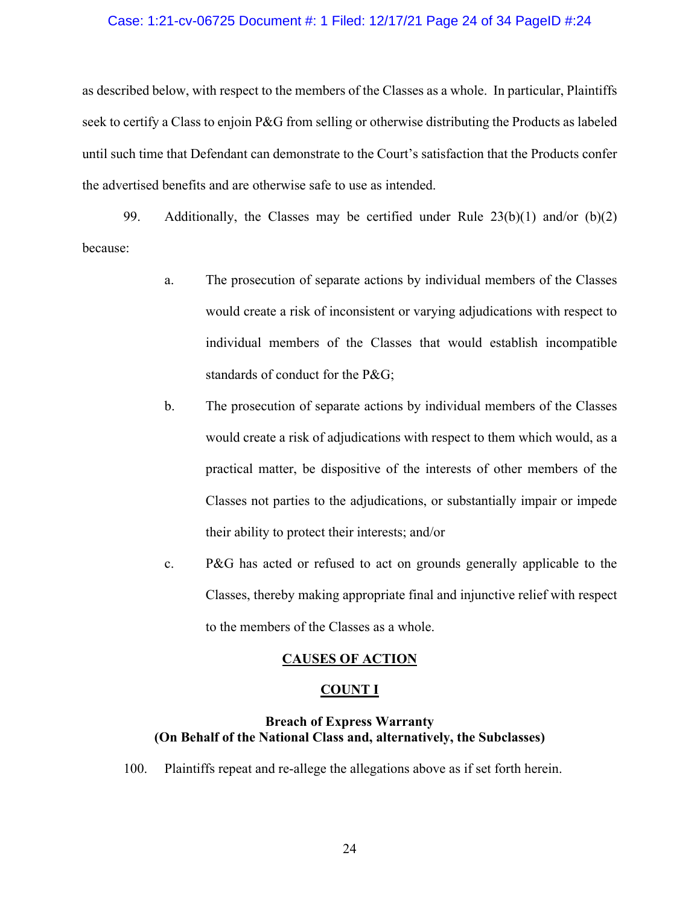as described below, with respect to the members of the Classes as a whole. In particular, Plaintiffs seek to certify a Class to enjoin P&G from selling or otherwise distributing the Products as labeled until such time that Defendant can demonstrate to the Court's satisfaction that the Products confer the advertised benefits and are otherwise safe to use as intended.

99. Additionally, the Classes may be certified under Rule 23(b)(1) and/or (b)(2) because:

a. The prosecution of separate actions by individual members of the Classes would create a risk of inconsistent or varying adjudications with respect to individual members of the Classes that would establish incompatible standards of conduct for the P&G;

b. The prosecution of separate actions by individual members of the Classes would create a risk of adjudications with respect to them which would, as a practical matter, be dispositive of the interests of other members of the Classes not parties to the adjudications, or substantially impair or impede their ability to protect their interests; and/or

c. P&G has acted or refused to act on grounds generally applicable to the Classes, thereby making appropriate final and injunctive relief with respect to the members of the Classes as a whole.

## CAUSES OF ACTION

## COUNT I

### Breach of Express Warranty
### (On Behalf of the National Class and, alternatively, the Subclasses)

100. Plaintiffs repeat and re-allege the allegations above as if set forth herein.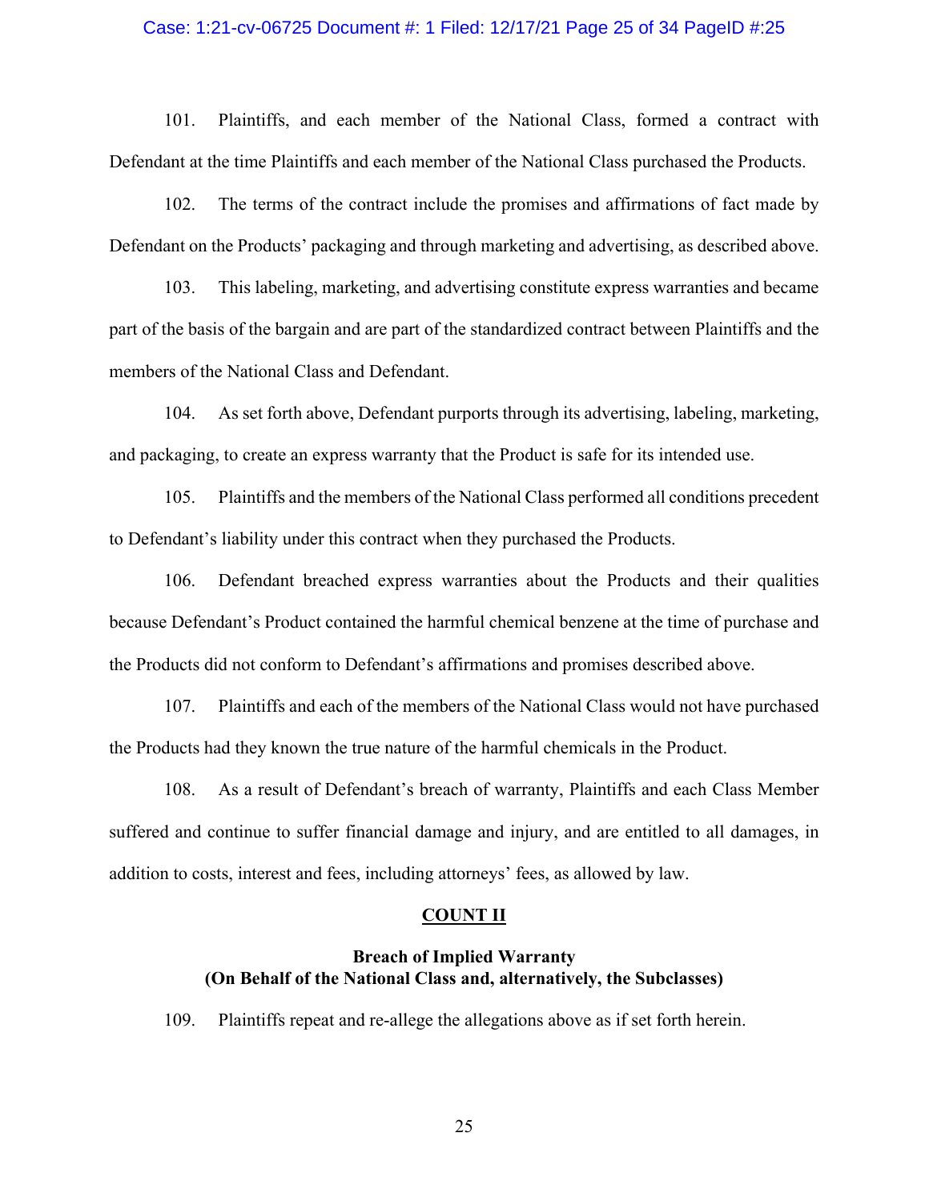101. Plaintiffs, and each member of the National Class, formed a contract with Defendant at the time Plaintiffs and each member of the National Class purchased the Products.

102. The terms of the contract include the promises and affirmations of fact made by Defendant on the Products' packaging and through marketing and advertising, as described above.

103. This labeling, marketing, and advertising constitute express warranties and became part of the basis of the bargain and are part of the standardized contract between Plaintiffs and the members of the National Class and Defendant.

104. As set forth above, Defendant purports through its advertising, labeling, marketing, and packaging, to create an express warranty that the Product is safe for its intended use.

105. Plaintiffs and the members of the National Class performed all conditions precedent to Defendant's liability under this contract when they purchased the Products.

106. Defendant breached express warranties about the Products and their qualities because Defendant's Product contained the harmful chemical benzene at the time of purchase and the Products did not conform to Defendant's affirmations and promises described above.

107. Plaintiffs and each of the members of the National Class would not have purchased the Products had they known the true nature of the harmful chemicals in the Product.

108. As a result of Defendant's breach of warranty, Plaintiffs and each Class Member suffered and continue to suffer financial damage and injury, and are entitled to all damages, in addition to costs, interest and fees, including attorneys' fees, as allowed by law.

## COUNT II

### Breach of Implied Warranty
### (On Behalf of the National Class and, alternatively, the Subclasses)

109. Plaintiffs repeat and re-allege the allegations above as if set forth herein.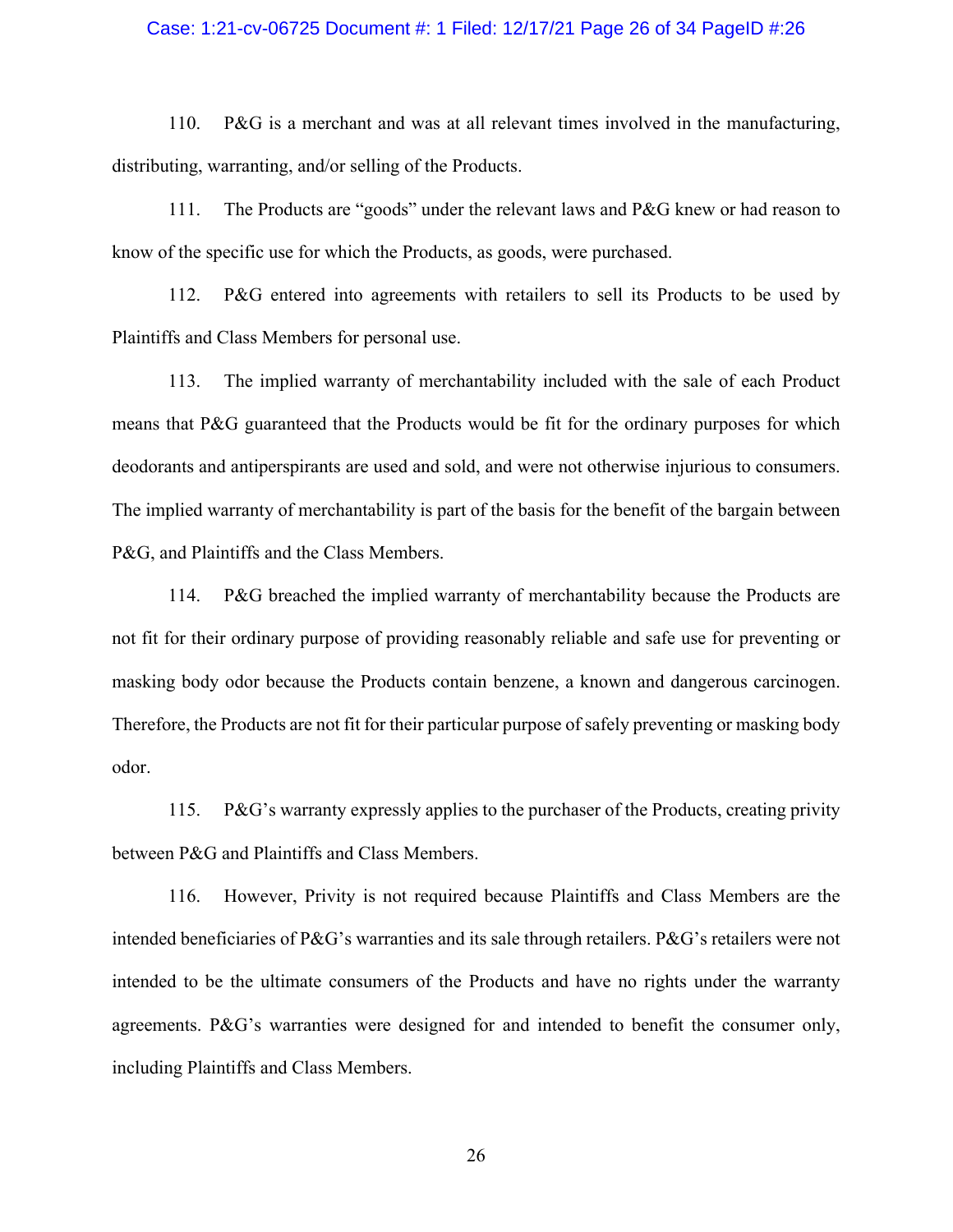110. P&G is a merchant and was at all relevant times involved in the manufacturing, distributing, warranting, and/or selling of the Products.

111. The Products are "goods" under the relevant laws and P&G knew or had reason to know of the specific use for which the Products, as goods, were purchased.

112. P&G entered into agreements with retailers to sell its Products to be used by Plaintiffs and Class Members for personal use.

113. The implied warranty of merchantability included with the sale of each Product means that P&G guaranteed that the Products would be fit for the ordinary purposes for which deodorants and antiperspirants are used and sold, and were not otherwise injurious to consumers. The implied warranty of merchantability is part of the basis for the benefit of the bargain between P&G, and Plaintiffs and the Class Members.

114. P&G breached the implied warranty of merchantability because the Products are not fit for their ordinary purpose of providing reasonably reliable and safe use for preventing or masking body odor because the Products contain benzene, a known and dangerous carcinogen. Therefore, the Products are not fit for their particular purpose of safely preventing or masking body odor.

115. P&G's warranty expressly applies to the purchaser of the Products, creating privity between P&G and Plaintiffs and Class Members.

116. However, Privity is not required because Plaintiffs and Class Members are the intended beneficiaries of P&G's warranties and its sale through retailers. P&G's retailers were not intended to be the ultimate consumers of the Products and have no rights under the warranty agreements. P&G's warranties were designed for and intended to benefit the consumer only, including Plaintiffs and Class Members.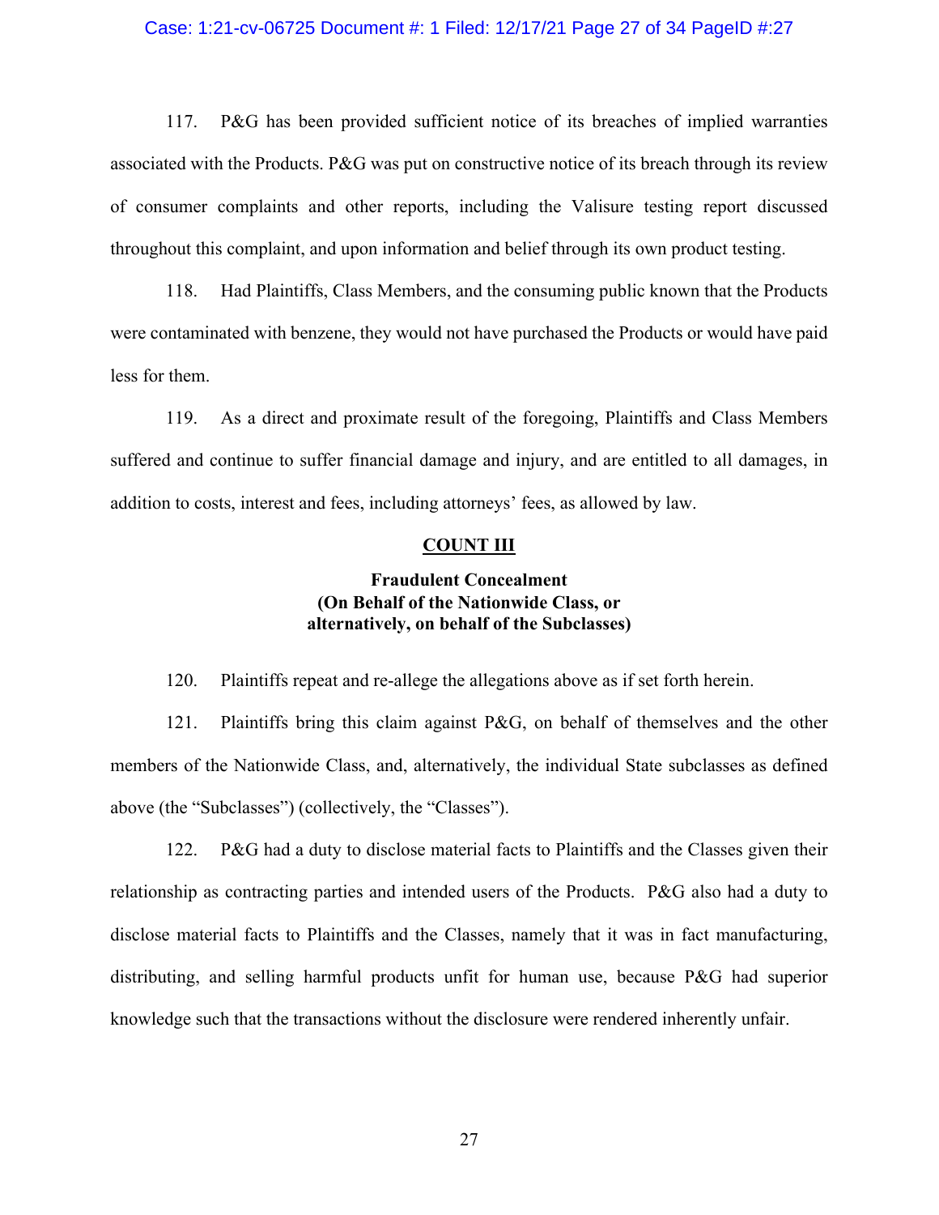117. P&G has been provided sufficient notice of its breaches of implied warranties associated with the Products. P&G was put on constructive notice of its breach through its review of consumer complaints and other reports, including the Valisure testing report discussed throughout this complaint, and upon information and belief through its own product testing.

118. Had Plaintiffs, Class Members, and the consuming public known that the Products were contaminated with benzene, they would not have purchased the Products or would have paid less for them.

119. As a direct and proximate result of the foregoing, Plaintiffs and Class Members suffered and continue to suffer financial damage and injury, and are entitled to all damages, in addition to costs, interest and fees, including attorneys' fees, as allowed by law.

## COUNT III

### Fraudulent Concealment (On Behalf of the Nationwide Class, or alternatively, on behalf of the Subclasses)

120. Plaintiffs repeat and re-allege the allegations above as if set forth herein.

121. Plaintiffs bring this claim against P&G, on behalf of themselves and the other members of the Nationwide Class, and, alternatively, the individual State subclasses as defined above (the "Subclasses") (collectively, the "Classes").

122. P&G had a duty to disclose material facts to Plaintiffs and the Classes given their relationship as contracting parties and intended users of the Products. P&G also had a duty to disclose material facts to Plaintiffs and the Classes, namely that it was in fact manufacturing, distributing, and selling harmful products unfit for human use, because P&G had superior knowledge such that the transactions without the disclosure were rendered inherently unfair.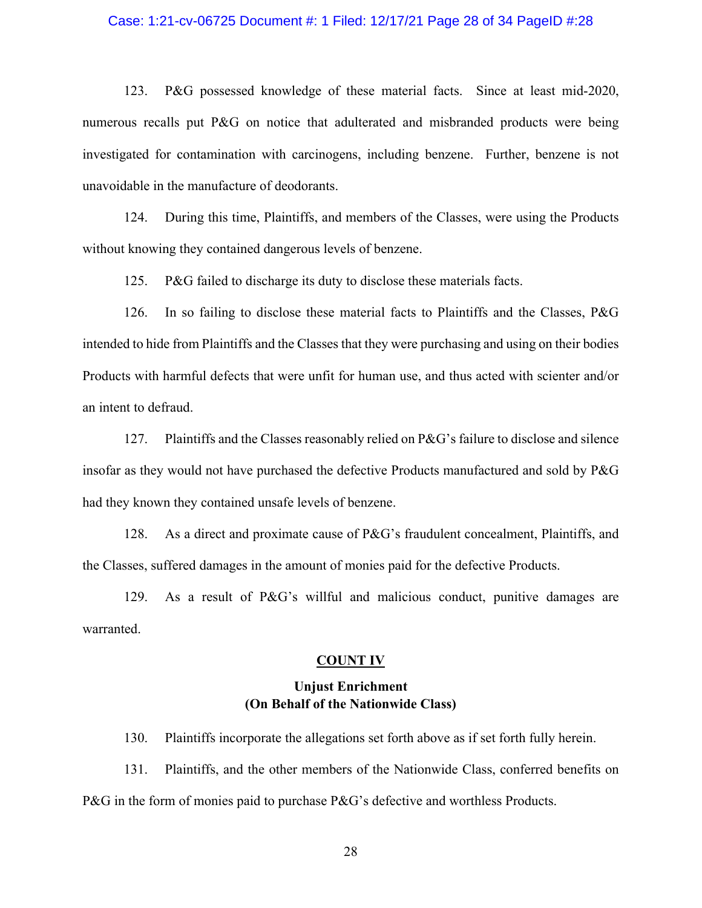123. P&G possessed knowledge of these material facts. Since at least mid-2020, numerous recalls put P&G on notice that adulterated and misbranded products were being investigated for contamination with carcinogens, including benzene. Further, benzene is not unavoidable in the manufacture of deodorants.

124. During this time, Plaintiffs, and members of the Classes, were using the Products without knowing they contained dangerous levels of benzene.

125. P&G failed to discharge its duty to disclose these materials facts.

126. In so failing to disclose these material facts to Plaintiffs and the Classes, P&G intended to hide from Plaintiffs and the Classes that they were purchasing and using on their bodies Products with harmful defects that were unfit for human use, and thus acted with scienter and/or an intent to defraud.

127. Plaintiffs and the Classes reasonably relied on P&G's failure to disclose and silence insofar as they would not have purchased the defective Products manufactured and sold by P&G had they known they contained unsafe levels of benzene.

128. As a direct and proximate cause of P&G's fraudulent concealment, Plaintiffs, and the Classes, suffered damages in the amount of monies paid for the defective Products.

129. As a result of P&G's willful and malicious conduct, punitive damages are warranted.

## COUNT IV

### Unjust Enrichment
### (On Behalf of the Nationwide Class)

130. Plaintiffs incorporate the allegations set forth above as if set forth fully herein.

131. Plaintiffs, and the other members of the Nationwide Class, conferred benefits on P&G in the form of monies paid to purchase P&G's defective and worthless Products.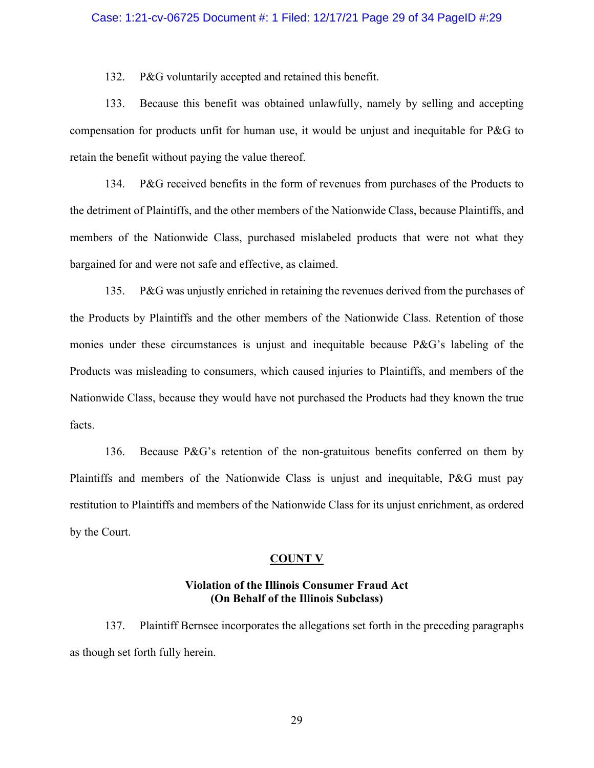132. P&G voluntarily accepted and retained this benefit.

133. Because this benefit was obtained unlawfully, namely by selling and accepting compensation for products unfit for human use, it would be unjust and inequitable for P&G to retain the benefit without paying the value thereof.

134. P&G received benefits in the form of revenues from purchases of the Products to the detriment of Plaintiffs, and the other members of the Nationwide Class, because Plaintiffs, and members of the Nationwide Class, purchased mislabeled products that were not what they bargained for and were not safe and effective, as claimed.

135. P&G was unjustly enriched in retaining the revenues derived from the purchases of the Products by Plaintiffs and the other members of the Nationwide Class. Retention of those monies under these circumstances is unjust and inequitable because P&G's labeling of the Products was misleading to consumers, which caused injuries to Plaintiffs, and members of the Nationwide Class, because they would have not purchased the Products had they known the true facts.

136. Because P&G's retention of the non-gratuitous benefits conferred on them by Plaintiffs and members of the Nationwide Class is unjust and inequitable, P&G must pay restitution to Plaintiffs and members of the Nationwide Class for its unjust enrichment, as ordered by the Court.

## COUNT V

### Violation of the Illinois Consumer Fraud Act (On Behalf of the Illinois Subclass)

137. Plaintiff Bernsee incorporates the allegations set forth in the preceding paragraphs as though set forth fully herein.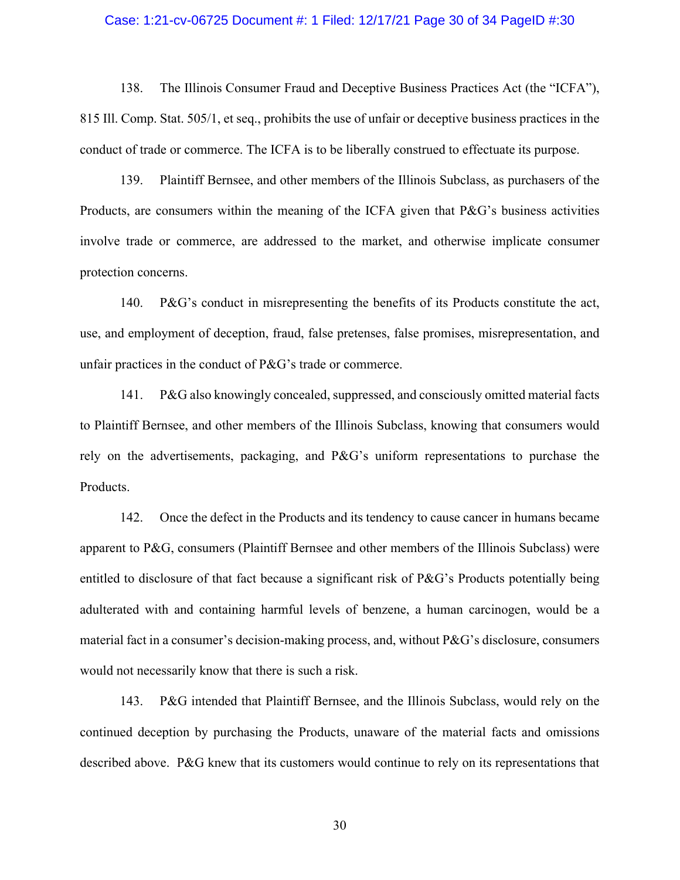138. The Illinois Consumer Fraud and Deceptive Business Practices Act (the "ICFA"), 815 Ill. Comp. Stat. 505/1, et seq., prohibits the use of unfair or deceptive business practices in the conduct of trade or commerce. The ICFA is to be liberally construed to effectuate its purpose.

139. Plaintiff Bernsee, and other members of the Illinois Subclass, as purchasers of the Products, are consumers within the meaning of the ICFA given that P&G's business activities involve trade or commerce, are addressed to the market, and otherwise implicate consumer protection concerns.

140. P&G's conduct in misrepresenting the benefits of its Products constitute the act, use, and employment of deception, fraud, false pretenses, false promises, misrepresentation, and unfair practices in the conduct of P&G's trade or commerce.

141. P&G also knowingly concealed, suppressed, and consciously omitted material facts to Plaintiff Bernsee, and other members of the Illinois Subclass, knowing that consumers would rely on the advertisements, packaging, and P&G's uniform representations to purchase the Products.

142. Once the defect in the Products and its tendency to cause cancer in humans became apparent to P&G, consumers (Plaintiff Bernsee and other members of the Illinois Subclass) were entitled to disclosure of that fact because a significant risk of P&G's Products potentially being adulterated with and containing harmful levels of benzene, a human carcinogen, would be a material fact in a consumer's decision-making process, and, without P&G's disclosure, consumers would not necessarily know that there is such a risk.

143. P&G intended that Plaintiff Bernsee, and the Illinois Subclass, would rely on the continued deception by purchasing the Products, unaware of the material facts and omissions described above. P&G knew that its customers would continue to rely on its representations that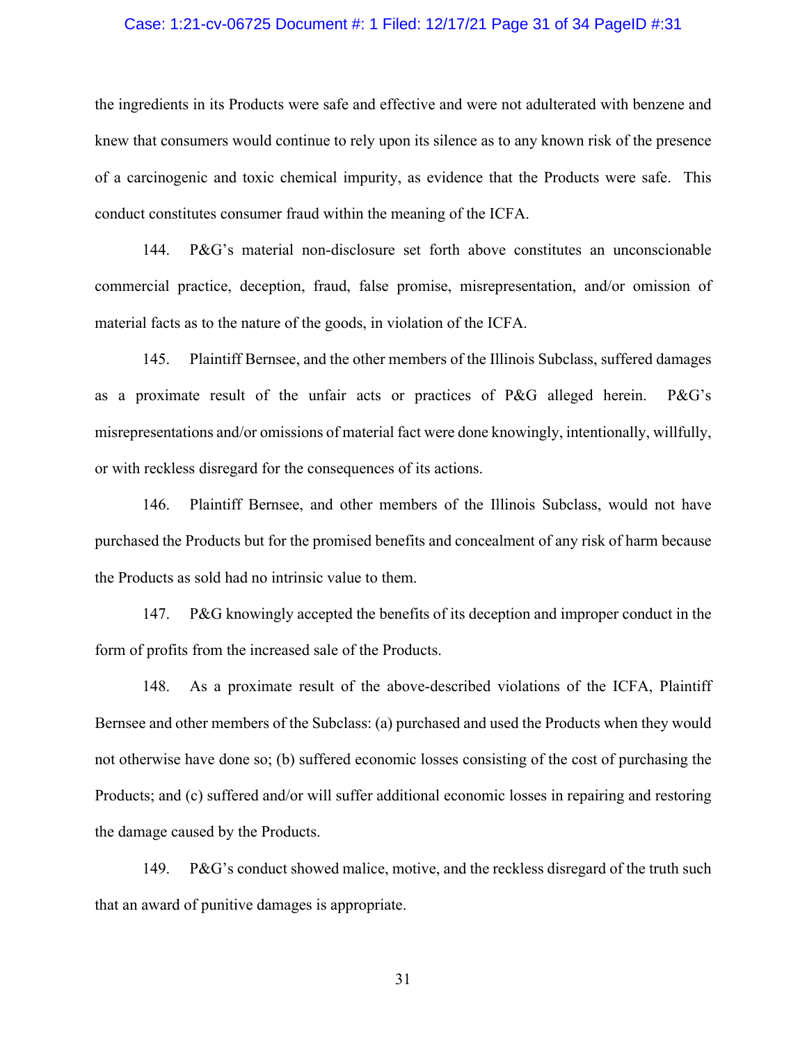the ingredients in its Products were safe and effective and were not adulterated with benzene and knew that consumers would continue to rely upon its silence as to any known risk of the presence of a carcinogenic and toxic chemical impurity, as evidence that the Products were safe. This conduct constitutes consumer fraud within the meaning of the ICFA.

144. P&G's material non-disclosure set forth above constitutes an unconscionable commercial practice, deception, fraud, false promise, misrepresentation, and/or omission of material facts as to the nature of the goods, in violation of the ICFA.

145. Plaintiff Bernsee, and the other members of the Illinois Subclass, suffered damages as a proximate result of the unfair acts or practices of P&G alleged herein. P&G's misrepresentations and/or omissions of material fact were done knowingly, intentionally, willfully, or with reckless disregard for the consequences of its actions.

146. Plaintiff Bernsee, and other members of the Illinois Subclass, would not have purchased the Products but for the promised benefits and concealment of any risk of harm because the Products as sold had no intrinsic value to them.

147. P&G knowingly accepted the benefits of its deception and improper conduct in the form of profits from the increased sale of the Products.

148. As a proximate result of the above-described violations of the ICFA, Plaintiff Bernsee and other members of the Subclass: (a) purchased and used the Products when they would not otherwise have done so; (b) suffered economic losses consisting of the cost of purchasing the Products; and (c) suffered and/or will suffer additional economic losses in repairing and restoring the damage caused by the Products.

149. P&G's conduct showed malice, motive, and the reckless disregard of the truth such that an award of punitive damages is appropriate.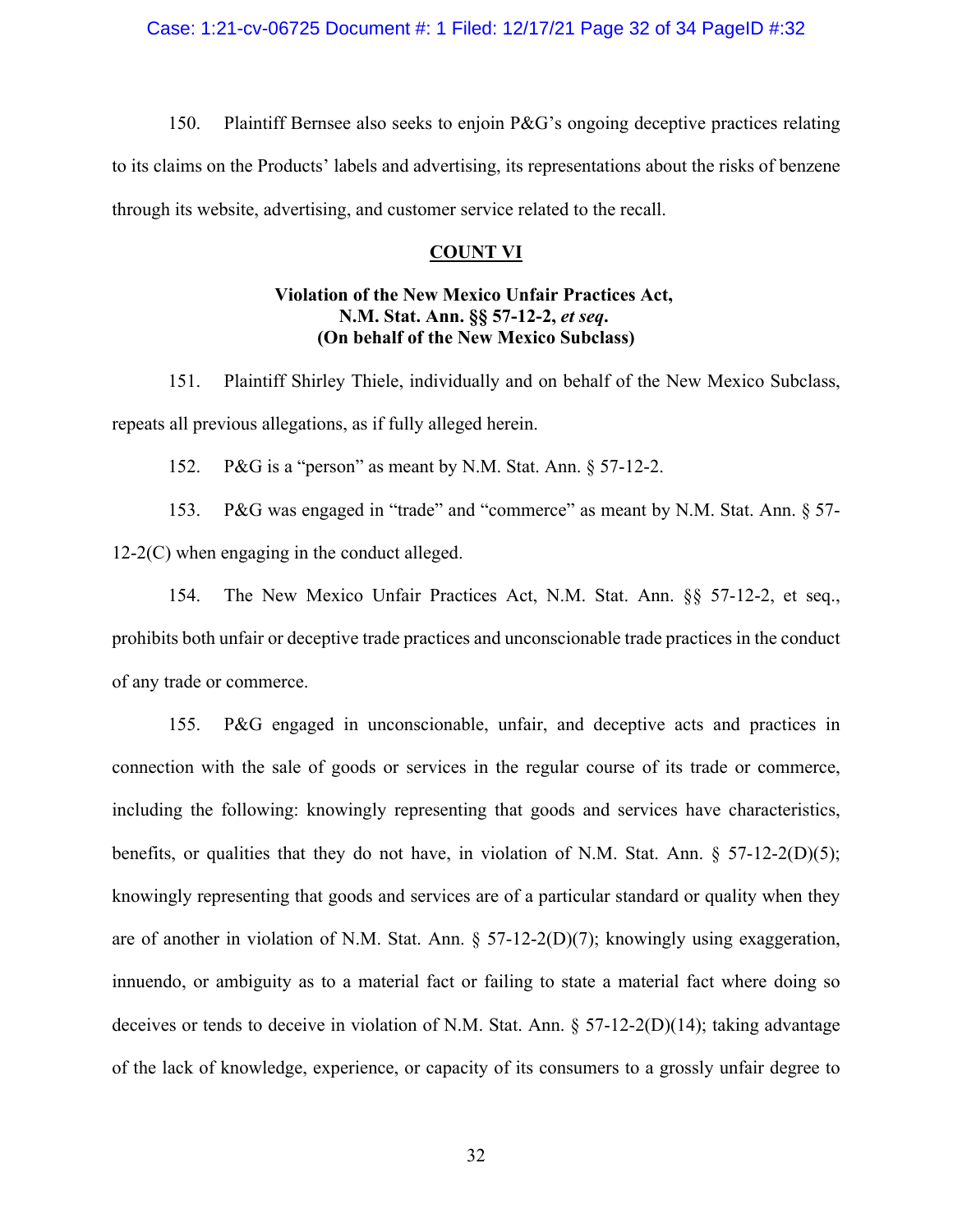150. Plaintiff Bernsee also seeks to enjoin P&G's ongoing deceptive practices relating to its claims on the Products' labels and advertising, its representations about the risks of benzene through its website, advertising, and customer service related to the recall.

**COUNT VI**

**Violation of the New Mexico Unfair Practices Act, N.M. Stat. Ann. §§ 57-12-2, *et seq*. (On behalf of the New Mexico Subclass)**

151. Plaintiff Shirley Thiele, individually and on behalf of the New Mexico Subclass, repeats all previous allegations, as if fully alleged herein.

152. P&G is a "person" as meant by N.M. Stat. Ann. § 57-12-2.

153. P&G was engaged in "trade" and "commerce" as meant by N.M. Stat. Ann. § 57-12-2(C) when engaging in the conduct alleged.

154. The New Mexico Unfair Practices Act, N.M. Stat. Ann. §§ 57-12-2, et seq., prohibits both unfair or deceptive trade practices and unconscionable trade practices in the conduct of any trade or commerce.

155. P&G engaged in unconscionable, unfair, and deceptive acts and practices in connection with the sale of goods or services in the regular course of its trade or commerce, including the following: knowingly representing that goods and services have characteristics, benefits, or qualities that they do not have, in violation of N.M. Stat. Ann. § 57-12-2(D)(5); knowingly representing that goods and services are of a particular standard or quality when they are of another in violation of N.M. Stat. Ann. § 57-12-2(D)(7); knowingly using exaggeration, innuendo, or ambiguity as to a material fact or failing to state a material fact where doing so deceives or tends to deceive in violation of N.M. Stat. Ann. § 57-12-2(D)(14); taking advantage of the lack of knowledge, experience, or capacity of its consumers to a grossly unfair degree to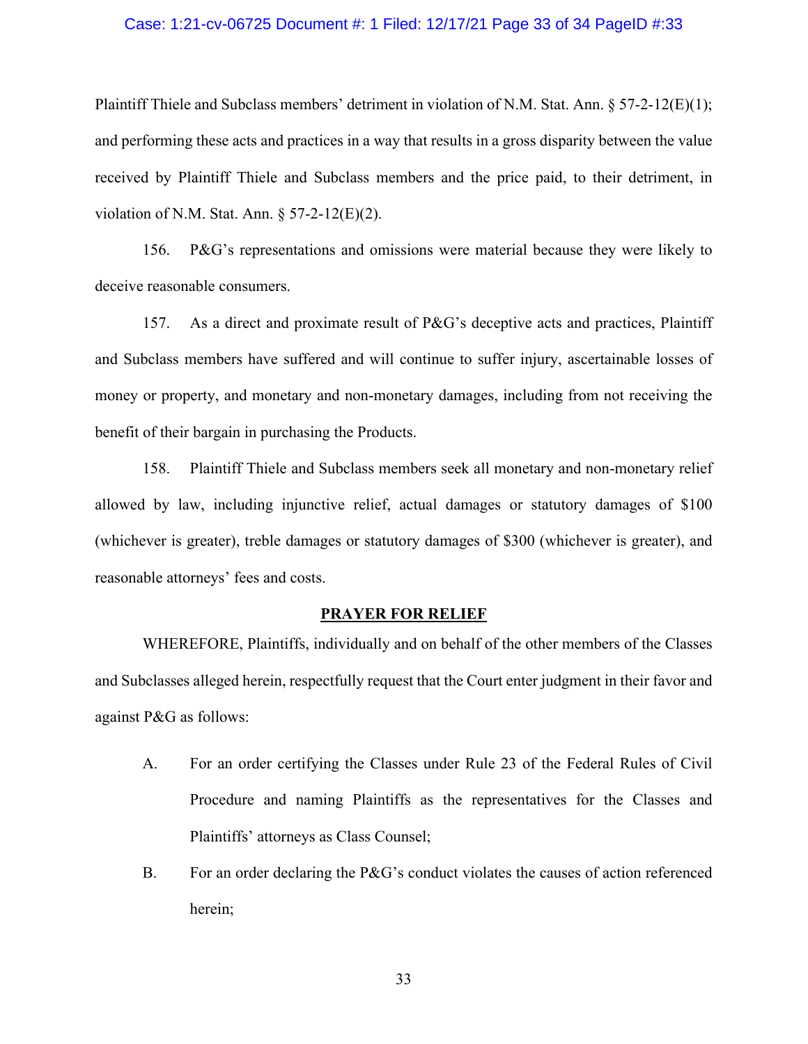Plaintiff Thiele and Subclass members' detriment in violation of N.M. Stat. Ann. § 57-2-12(E)(1); and performing these acts and practices in a way that results in a gross disparity between the value received by Plaintiff Thiele and Subclass members and the price paid, to their detriment, in violation of N.M. Stat. Ann. § 57-2-12(E)(2).

156. P&G's representations and omissions were material because they were likely to deceive reasonable consumers.

157. As a direct and proximate result of P&G's deceptive acts and practices, Plaintiff and Subclass members have suffered and will continue to suffer injury, ascertainable losses of money or property, and monetary and non-monetary damages, including from not receiving the benefit of their bargain in purchasing the Products.

158. Plaintiff Thiele and Subclass members seek all monetary and non-monetary relief allowed by law, including injunctive relief, actual damages or statutory damages of $100 (whichever is greater), treble damages or statutory damages of $300 (whichever is greater), and reasonable attorneys' fees and costs.

## PRAYER FOR RELIEF

WHEREFORE, Plaintiffs, individually and on behalf of the other members of the Classes and Subclasses alleged herein, respectfully request that the Court enter judgment in their favor and against P&G as follows:

A. For an order certifying the Classes under Rule 23 of the Federal Rules of Civil Procedure and naming Plaintiffs as the representatives for the Classes and Plaintiffs' attorneys as Class Counsel;

B. For an order declaring the P&G's conduct violates the causes of action referenced herein;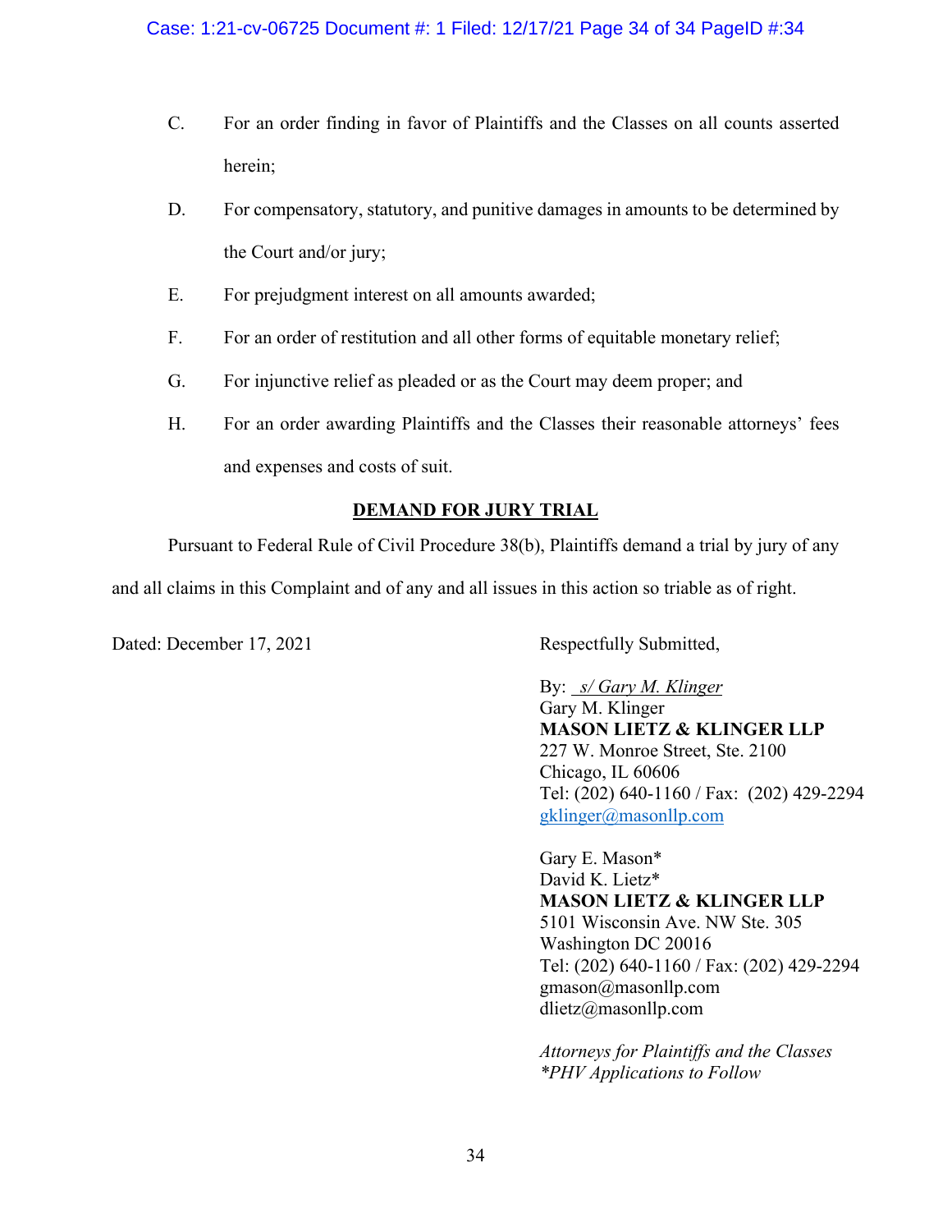C. For an order finding in favor of Plaintiffs and the Classes on all counts asserted herein;

D. For compensatory, statutory, and punitive damages in amounts to be determined by the Court and/or jury;

E. For prejudgment interest on all amounts awarded;

F. For an order of restitution and all other forms of equitable monetary relief;

G. For injunctive relief as pleaded or as the Court may deem proper; and

H. For an order awarding Plaintiffs and the Classes their reasonable attorneys' fees and expenses and costs of suit.

## DEMAND FOR JURY TRIAL

Pursuant to Federal Rule of Civil Procedure 38(b), Plaintiffs demand a trial by jury of any and all claims in this Complaint and of any and all issues in this action so triable as of right.

Dated: December 17, 2021

Respectfully Submitted,

By: *s/ Gary M. Klinger*
Gary M. Klinger
**MASON LIETZ & KLINGER LLP**
227 W. Monroe Street, Ste. 2100
Chicago, IL 60606
Tel: (202) 640-1160 / Fax: (202) 429-2294
gklinger@masonllp.com

Gary E. Mason*
David K. Lietz*
**MASON LIETZ & KLINGER LLP**
5101 Wisconsin Ave. NW Ste. 305
Washington DC 20016
Tel: (202) 640-1160 / Fax: (202) 429-2294
gmason@masonllp.com
dlietz@masonllp.com

*Attorneys for Plaintiffs and the Classes*
**PHV Applications to Follow*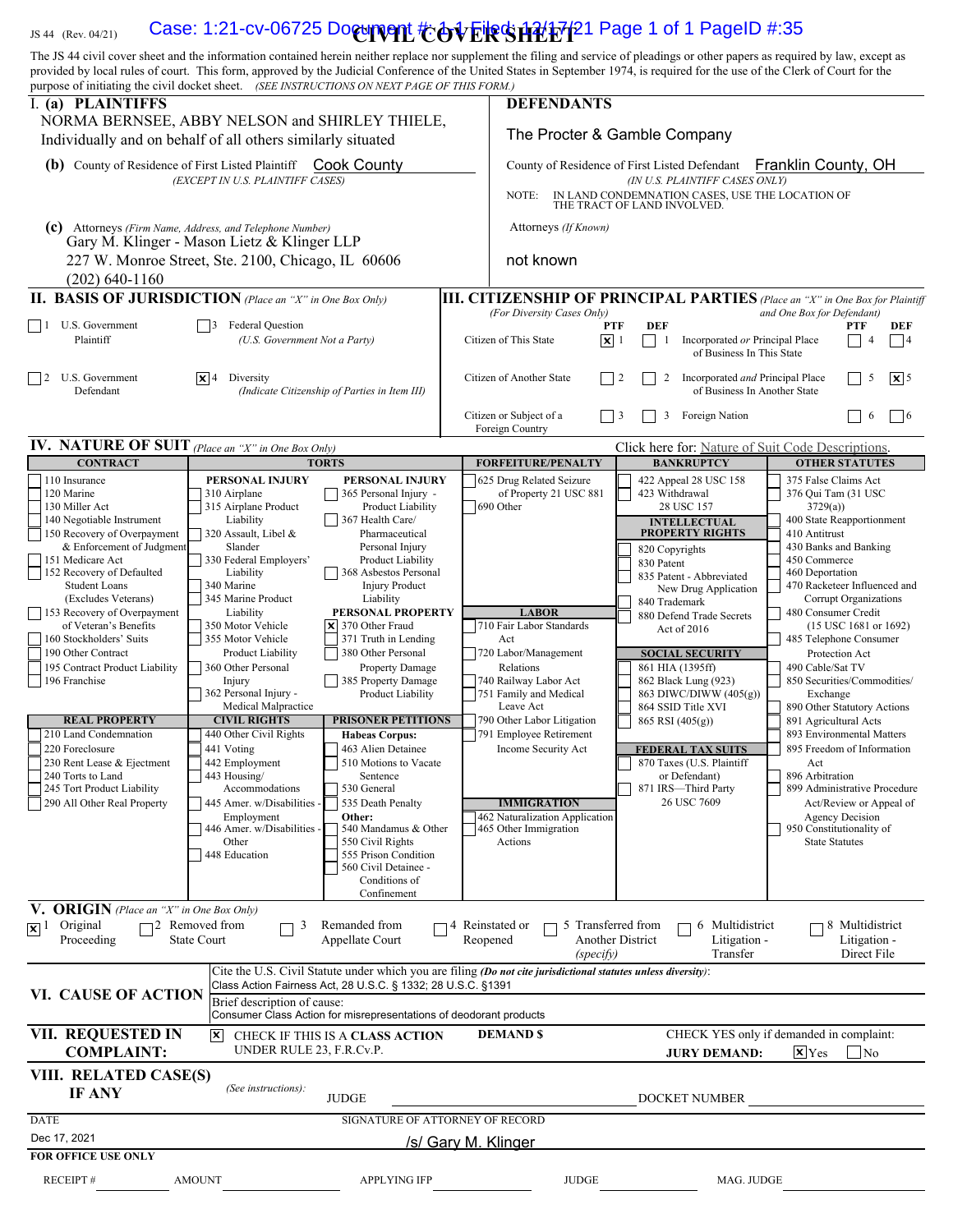JS 44 (Rev. 04/21)

# CIVIL COVER SHEET

The JS 44 civil cover sheet and the information contained herein neither replace nor supplement the filing and service of pleadings or other papers as required by law, except as provided by local rules of court. This form, approved by the Judicial Conference of the United States in September 1974, is required for the use of the Clerk of Court for the purpose of initiating the civil docket sheet. *(SEE INSTRUCTIONS ON NEXT PAGE OF THIS FORM.)*

## I. (a) PLAINTIFFS

NORMA BERNSEE, ABBY NELSON and SHIRLEY THIELE, Individually and on behalf of all others similarly situated

**(b)** County of Residence of First Listed Plaintiff: Cook County
*(EXCEPT IN U.S. PLAINTIFF CASES)*

**(c)** Attorneys *(Firm Name, Address, and Telephone Number)*
Gary M. Klinger - Mason Lietz & Klinger LLP
227 W. Monroe Street, Ste. 2100, Chicago, IL 60606
(202) 640-1160

## DEFENDANTS

The Procter & Gamble Company

County of Residence of First Listed Defendant: Franklin County, OH
*(IN U.S. PLAINTIFF CASES ONLY)*

NOTE: IN LAND CONDEMNATION CASES, USE THE LOCATION OF THE TRACT OF LAND INVOLVED.

Attorneys *(If Known)*
not known

## II. BASIS OF JURISDICTION *(Place an "X" in One Box Only)*

- [ ] 1 U.S. Government Plaintiff
- [ ] 3 Federal Question (U.S. Government Not a Party)
- [ ] 2 U.S. Government Defendant
- [X] 4 Diversity (Indicate Citizenship of Parties in Item III)

## III. CITIZENSHIP OF PRINCIPAL PARTIES *(Place an "X" in One Box for Plaintiff and One Box for Defendant)* *(For Diversity Cases Only)*

| | PTF | DEF | | PTF | DEF |
|---|---|---|---|---|---|
| Citizen of This State | [X] 1 | [ ] 1 | Incorporated *or* Principal Place of Business In This State | [ ] 4 | [ ] 4 |
| Citizen of Another State | [ ] 2 | [ ] 2 | Incorporated *and* Principal Place of Business In Another State | [ ] 5 | [X] 5 |
| Citizen or Subject of a Foreign Country | [ ] 3 | [ ] 3 | Foreign Nation | [ ] 6 | [ ] 6 |

## IV. NATURE OF SUIT *(Place an "X" in One Box Only)*

Click here for: Nature of Suit Code Descriptions.

**CONTRACT**
- [ ] 110 Insurance
- [ ] 120 Marine
- [ ] 130 Miller Act
- [ ] 140 Negotiable Instrument
- [ ] 150 Recovery of Overpayment & Enforcement of Judgment
- [ ] 151 Medicare Act
- [ ] 152 Recovery of Defaulted Student Loans (Excludes Veterans)
- [ ] 153 Recovery of Overpayment of Veteran's Benefits
- [ ] 160 Stockholders' Suits
- [ ] 190 Other Contract
- [ ] 195 Contract Product Liability
- [ ] 196 Franchise

**REAL PROPERTY**
- [ ] 210 Land Condemnation
- [ ] 220 Foreclosure
- [ ] 230 Rent Lease & Ejectment
- [ ] 240 Torts to Land
- [ ] 245 Tort Product Liability
- [ ] 290 All Other Real Property

**TORTS**

PERSONAL INJURY
- [ ] 310 Airplane
- [ ] 315 Airplane Product Liability
- [ ] 320 Assault, Libel & Slander
- [ ] 330 Federal Employers' Liability
- [ ] 340 Marine
- [ ] 345 Marine Product Liability
- [ ] 350 Motor Vehicle
- [ ] 355 Motor Vehicle Product Liability
- [ ] 360 Other Personal Injury
- [ ] 362 Personal Injury - Medical Malpractice

PERSONAL INJURY
- [ ] 365 Personal Injury - Product Liability
- [ ] 367 Health Care/ Pharmaceutical Personal Injury Product Liability
- [ ] 368 Asbestos Personal Injury Product Liability

PERSONAL PROPERTY
- [X] 370 Other Fraud
- [ ] 371 Truth in Lending
- [ ] 380 Other Personal Property Damage
- [ ] 385 Property Damage Product Liability

**CIVIL RIGHTS**
- [ ] 440 Other Civil Rights
- [ ] 441 Voting
- [ ] 442 Employment
- [ ] 443 Housing/ Accommodations
- [ ] 445 Amer. w/Disabilities - Employment
- [ ] 446 Amer. w/Disabilities - Other
- [ ] 448 Education

**PRISONER PETITIONS**

Habeas Corpus:
- [ ] 463 Alien Detainee
- [ ] 510 Motions to Vacate Sentence
- [ ] 530 General
- [ ] 535 Death Penalty

Other:
- [ ] 540 Mandamus & Other
- [ ] 550 Civil Rights
- [ ] 555 Prison Condition
- [ ] 560 Civil Detainee - Conditions of Confinement

**FORFEITURE/PENALTY**
- [ ] 625 Drug Related Seizure of Property 21 USC 881
- [ ] 690 Other

**LABOR**
- [ ] 710 Fair Labor Standards Act
- [ ] 720 Labor/Management Relations
- [ ] 740 Railway Labor Act
- [ ] 751 Family and Medical Leave Act
- [ ] 790 Other Labor Litigation
- [ ] 791 Employee Retirement Income Security Act

**IMMIGRATION**
- [ ] 462 Naturalization Application
- [ ] 465 Other Immigration Actions

**BANKRUPTCY**
- [ ] 422 Appeal 28 USC 158
- [ ] 423 Withdrawal 28 USC 157

**INTELLECTUAL PROPERTY RIGHTS**
- [ ] 820 Copyrights
- [ ] 830 Patent
- [ ] 835 Patent - Abbreviated New Drug Application
- [ ] 840 Trademark
- [ ] 880 Defend Trade Secrets Act of 2016

**SOCIAL SECURITY**
- [ ] 861 HIA (1395ff)
- [ ] 862 Black Lung (923)
- [ ] 863 DIWC/DIWW (405(g))
- [ ] 864 SSID Title XVI
- [ ] 865 RSI (405(g))

**FEDERAL TAX SUITS**
- [ ] 870 Taxes (U.S. Plaintiff or Defendant)
- [ ] 871 IRS—Third Party 26 USC 7609

**OTHER STATUTES**
- [ ] 375 False Claims Act
- [ ] 376 Qui Tam (31 USC 3729(a))
- [ ] 400 State Reapportionment
- [ ] 410 Antitrust
- [ ] 430 Banks and Banking
- [ ] 450 Commerce
- [ ] 460 Deportation
- [ ] 470 Racketeer Influenced and Corrupt Organizations
- [ ] 480 Consumer Credit (15 USC 1681 or 1692)
- [ ] 485 Telephone Consumer Protection Act
- [ ] 490 Cable/Sat TV
- [ ] 850 Securities/Commodities/ Exchange
- [ ] 890 Other Statutory Actions
- [ ] 891 Agricultural Acts
- [ ] 893 Environmental Matters
- [ ] 895 Freedom of Information Act
- [ ] 896 Arbitration
- [ ] 899 Administrative Procedure Act/Review or Appeal of Agency Decision
- [ ] 950 Constitutionality of State Statutes

## V. ORIGIN *(Place an "X" in One Box Only)*

- [X] 1 Original Proceeding
- [ ] 2 Removed from State Court
- [ ] 3 Remanded from Appellate Court
- [ ] 4 Reinstated or Reopened
- [ ] 5 Transferred from Another District *(specify)*
- [ ] 6 Multidistrict Litigation - Transfer
- [ ] 8 Multidistrict Litigation - Direct File

## VI. CAUSE OF ACTION

Cite the U.S. Civil Statute under which you are filing *(Do not cite jurisdictional statutes unless diversity)*:
Class Action Fairness Act, 28 U.S.C. § 1332; 28 U.S.C. §1391

Brief description of cause:
Consumer Class Action for misrepresentations of deodorant products

## VII. REQUESTED IN COMPLAINT:

- [X] CHECK IF THIS IS A CLASS ACTION UNDER RULE 23, F.R.Cv.P.

DEMAND $

CHECK YES only if demanded in complaint:
JURY DEMAND: [X] Yes [ ] No

## VIII. RELATED CASE(S) IF ANY

*(See instructions):* JUDGE DOCKET NUMBER

DATE: Dec 17, 2021

SIGNATURE OF ATTORNEY OF RECORD: /s/ Gary M. Klinger

**FOR OFFICE USE ONLY**

RECEIPT # AMOUNT APPLYING IFP JUDGE MAG. JUDGE